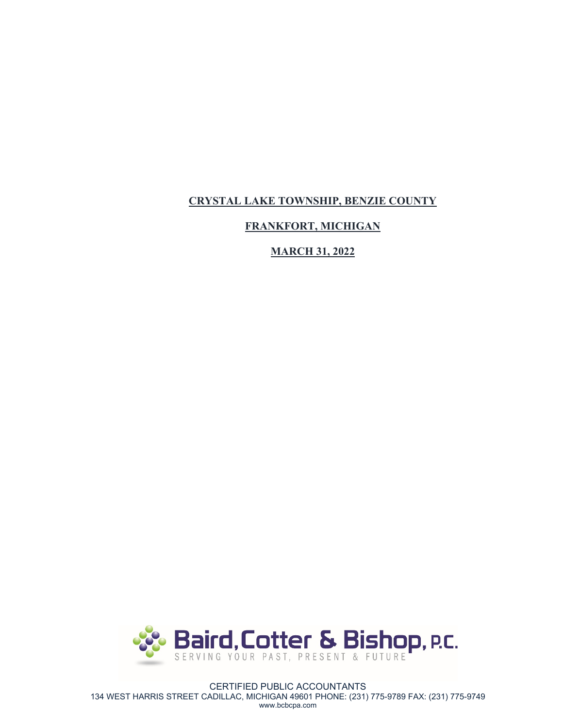**CRYSTAL LAKE TOWNSHIP, BENZIE COUNTY**

**FRANKFORT, MICHIGAN**

**MARCH 31, 2022**

Baird, Cotter & Bishop, P.C.

SERVING YOUR PAST, PRESENT & FUTURE

CERTIFIED PUBLIC ACCOUNTANTS
134 WEST HARRIS STREET CADILLAC, MICHIGAN 49601 PHONE: (231) 775-9789 FAX: (231) 775-9749
www.bcbcpa.com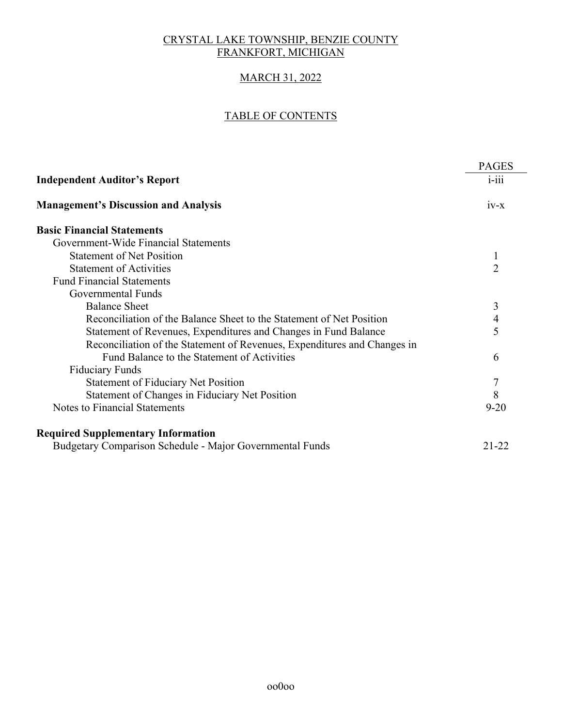CRYSTAL LAKE TOWNSHIP, BENZIE COUNTY
FRANKFORT, MICHIGAN

MARCH 31, 2022

TABLE OF CONTENTS

| | PAGES |
|---|---|
| **Independent Auditor's Report** | i-iii |
| **Management's Discussion and Analysis** | iv-x |
| **Basic Financial Statements** | |
| Government-Wide Financial Statements | |
| Statement of Net Position | 1 |
| Statement of Activities | 2 |
| Fund Financial Statements | |
| Governmental Funds | |
| Balance Sheet | 3 |
| Reconciliation of the Balance Sheet to the Statement of Net Position | 4 |
| Statement of Revenues, Expenditures and Changes in Fund Balance | 5 |
| Reconciliation of the Statement of Revenues, Expenditures and Changes in Fund Balance to the Statement of Activities | 6 |
| Fiduciary Funds | |
| Statement of Fiduciary Net Position | 7 |
| Statement of Changes in Fiduciary Net Position | 8 |
| Notes to Financial Statements | 9-20 |
| **Required Supplementary Information** | |
| Budgetary Comparison Schedule - Major Governmental Funds | 21-22 |

oo0oo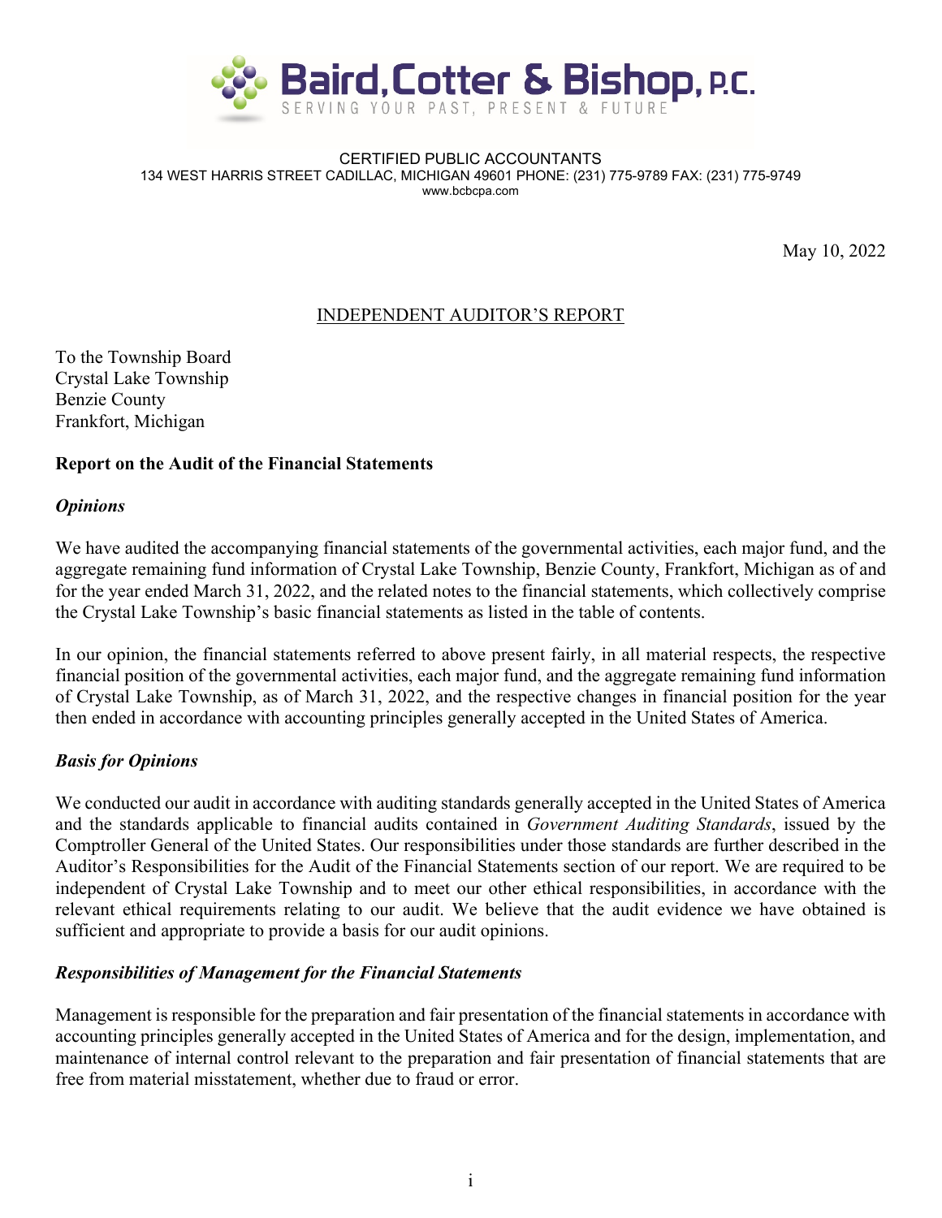**Baird, Cotter & Bishop, P.C.**
SERVING YOUR PAST, PRESENT & FUTURE

CERTIFIED PUBLIC ACCOUNTANTS
134 WEST HARRIS STREET CADILLAC, MICHIGAN 49601 PHONE: (231) 775-9789 FAX: (231) 775-9749
www.bcbcpa.com

May 10, 2022

## INDEPENDENT AUDITOR'S REPORT

To the Township Board
Crystal Lake Township
Benzie County
Frankfort, Michigan

### Report on the Audit of the Financial Statements

#### *Opinions*

We have audited the accompanying financial statements of the governmental activities, each major fund, and the aggregate remaining fund information of Crystal Lake Township, Benzie County, Frankfort, Michigan as of and for the year ended March 31, 2022, and the related notes to the financial statements, which collectively comprise the Crystal Lake Township's basic financial statements as listed in the table of contents.

In our opinion, the financial statements referred to above present fairly, in all material respects, the respective financial position of the governmental activities, each major fund, and the aggregate remaining fund information of Crystal Lake Township, as of March 31, 2022, and the respective changes in financial position for the year then ended in accordance with accounting principles generally accepted in the United States of America.

#### *Basis for Opinions*

We conducted our audit in accordance with auditing standards generally accepted in the United States of America and the standards applicable to financial audits contained in *Government Auditing Standards*, issued by the Comptroller General of the United States. Our responsibilities under those standards are further described in the Auditor's Responsibilities for the Audit of the Financial Statements section of our report. We are required to be independent of Crystal Lake Township and to meet our other ethical responsibilities, in accordance with the relevant ethical requirements relating to our audit. We believe that the audit evidence we have obtained is sufficient and appropriate to provide a basis for our audit opinions.

#### *Responsibilities of Management for the Financial Statements*

Management is responsible for the preparation and fair presentation of the financial statements in accordance with accounting principles generally accepted in the United States of America and for the design, implementation, and maintenance of internal control relevant to the preparation and fair presentation of financial statements that are free from material misstatement, whether due to fraud or error.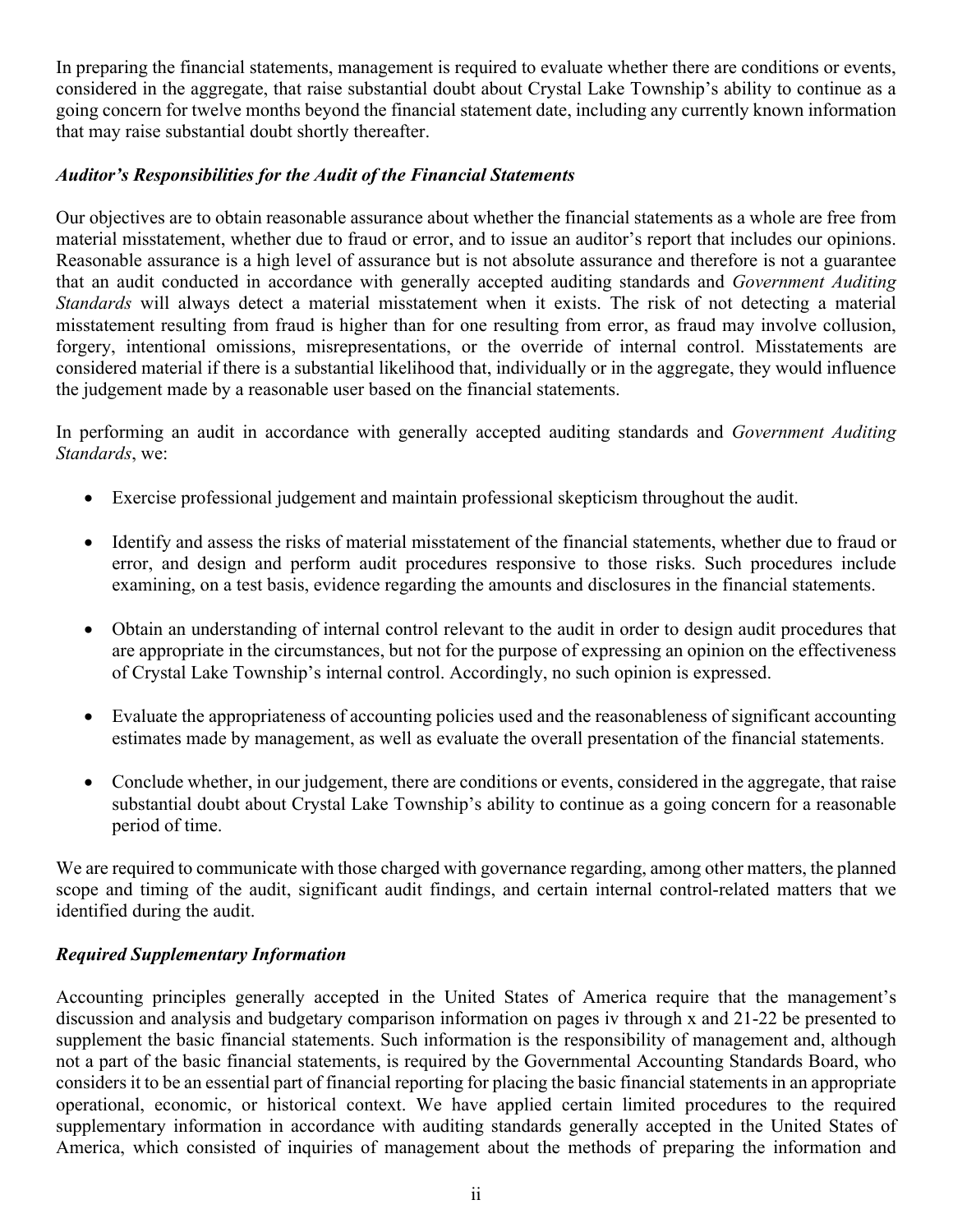In preparing the financial statements, management is required to evaluate whether there are conditions or events, considered in the aggregate, that raise substantial doubt about Crystal Lake Township's ability to continue as a going concern for twelve months beyond the financial statement date, including any currently known information that may raise substantial doubt shortly thereafter.

### *Auditor's Responsibilities for the Audit of the Financial Statements*

Our objectives are to obtain reasonable assurance about whether the financial statements as a whole are free from material misstatement, whether due to fraud or error, and to issue an auditor's report that includes our opinions. Reasonable assurance is a high level of assurance but is not absolute assurance and therefore is not a guarantee that an audit conducted in accordance with generally accepted auditing standards and *Government Auditing Standards* will always detect a material misstatement when it exists. The risk of not detecting a material misstatement resulting from fraud is higher than for one resulting from error, as fraud may involve collusion, forgery, intentional omissions, misrepresentations, or the override of internal control. Misstatements are considered material if there is a substantial likelihood that, individually or in the aggregate, they would influence the judgement made by a reasonable user based on the financial statements.

In performing an audit in accordance with generally accepted auditing standards and *Government Auditing Standards*, we:

- Exercise professional judgement and maintain professional skepticism throughout the audit.
- Identify and assess the risks of material misstatement of the financial statements, whether due to fraud or error, and design and perform audit procedures responsive to those risks. Such procedures include examining, on a test basis, evidence regarding the amounts and disclosures in the financial statements.
- Obtain an understanding of internal control relevant to the audit in order to design audit procedures that are appropriate in the circumstances, but not for the purpose of expressing an opinion on the effectiveness of Crystal Lake Township's internal control. Accordingly, no such opinion is expressed.
- Evaluate the appropriateness of accounting policies used and the reasonableness of significant accounting estimates made by management, as well as evaluate the overall presentation of the financial statements.
- Conclude whether, in our judgement, there are conditions or events, considered in the aggregate, that raise substantial doubt about Crystal Lake Township's ability to continue as a going concern for a reasonable period of time.

We are required to communicate with those charged with governance regarding, among other matters, the planned scope and timing of the audit, significant audit findings, and certain internal control-related matters that we identified during the audit.

### *Required Supplementary Information*

Accounting principles generally accepted in the United States of America require that the management's discussion and analysis and budgetary comparison information on pages iv through x and 21-22 be presented to supplement the basic financial statements. Such information is the responsibility of management and, although not a part of the basic financial statements, is required by the Governmental Accounting Standards Board, who considers it to be an essential part of financial reporting for placing the basic financial statements in an appropriate operational, economic, or historical context. We have applied certain limited procedures to the required supplementary information in accordance with auditing standards generally accepted in the United States of America, which consisted of inquiries of management about the methods of preparing the information and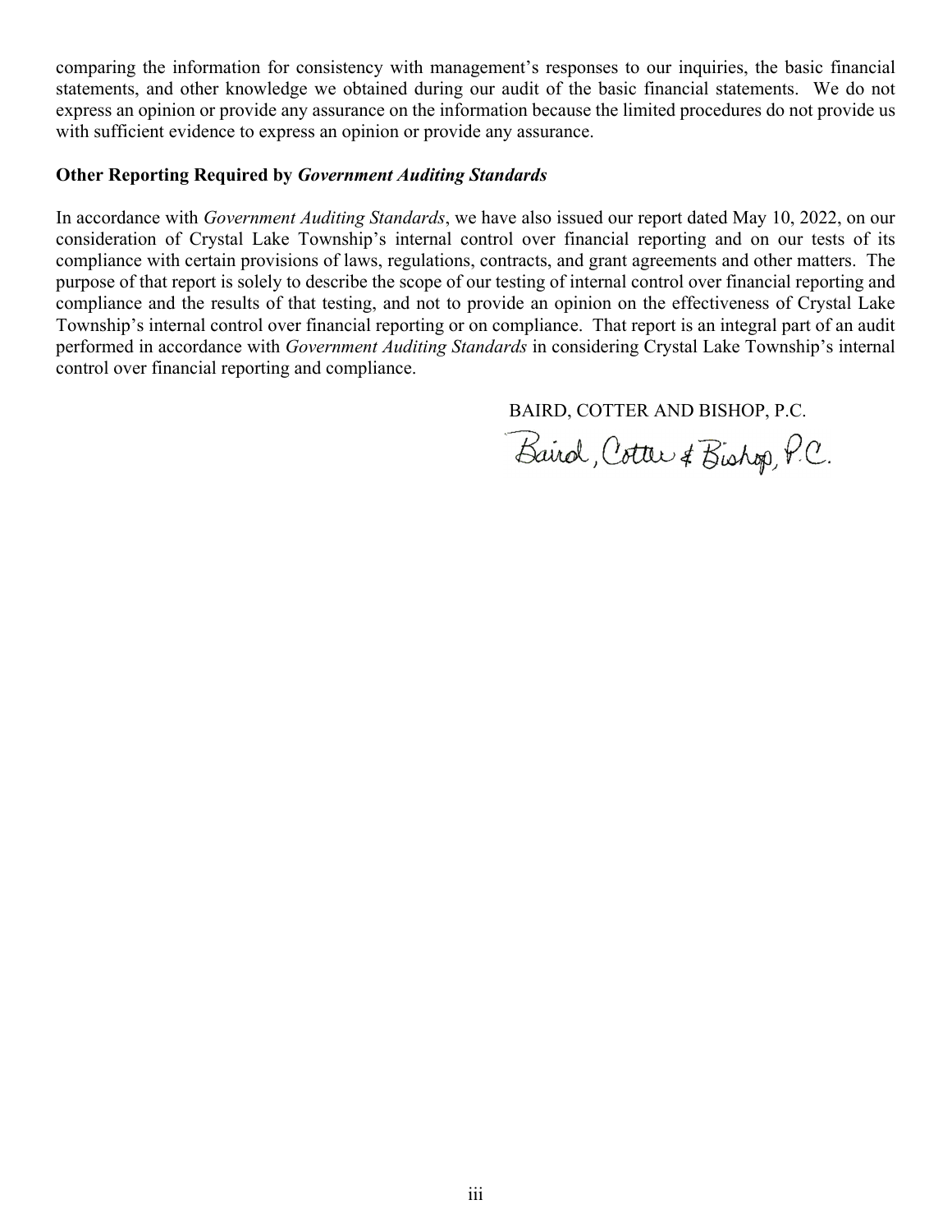comparing the information for consistency with management's responses to our inquiries, the basic financial statements, and other knowledge we obtained during our audit of the basic financial statements. We do not express an opinion or provide any assurance on the information because the limited procedures do not provide us with sufficient evidence to express an opinion or provide any assurance.

**Other Reporting Required by *Government Auditing Standards***

In accordance with *Government Auditing Standards*, we have also issued our report dated May 10, 2022, on our consideration of Crystal Lake Township's internal control over financial reporting and on our tests of its compliance with certain provisions of laws, regulations, contracts, and grant agreements and other matters. The purpose of that report is solely to describe the scope of our testing of internal control over financial reporting and compliance and the results of that testing, and not to provide an opinion on the effectiveness of Crystal Lake Township's internal control over financial reporting or on compliance. That report is an integral part of an audit performed in accordance with *Government Auditing Standards* in considering Crystal Lake Township's internal control over financial reporting and compliance.

BAIRD, COTTER AND BISHOP, P.C.

Baird, Cotter & Bishop, P.C.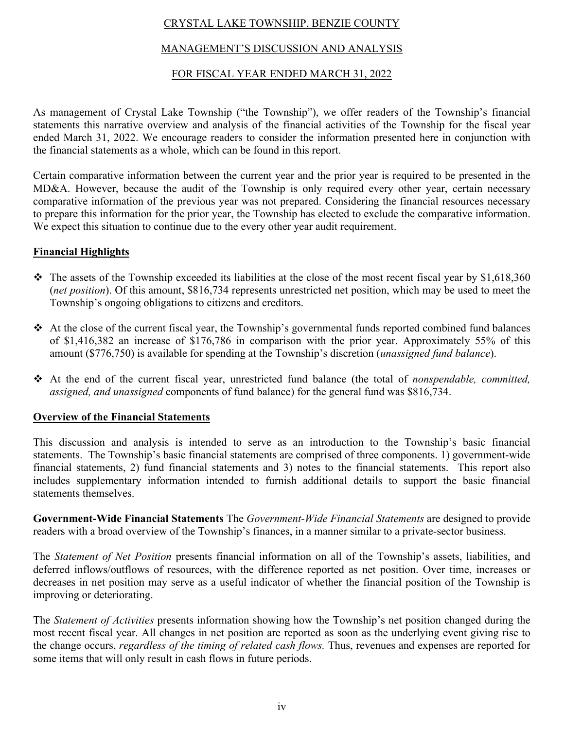CRYSTAL LAKE TOWNSHIP, BENZIE COUNTY

MANAGEMENT'S DISCUSSION AND ANALYSIS

FOR FISCAL YEAR ENDED MARCH 31, 2022

As management of Crystal Lake Township ("the Township"), we offer readers of the Township's financial statements this narrative overview and analysis of the financial activities of the Township for the fiscal year ended March 31, 2022. We encourage readers to consider the information presented here in conjunction with the financial statements as a whole, which can be found in this report.

Certain comparative information between the current year and the prior year is required to be presented in the MD&A. However, because the audit of the Township is only required every other year, certain necessary comparative information of the previous year was not prepared. Considering the financial resources necessary to prepare this information for the prior year, the Township has elected to exclude the comparative information. We expect this situation to continue due to the every other year audit requirement.

## Financial Highlights

- The assets of the Township exceeded its liabilities at the close of the most recent fiscal year by $1,618,360 (*net position*). Of this amount, $816,734 represents unrestricted net position, which may be used to meet the Township's ongoing obligations to citizens and creditors.
- At the close of the current fiscal year, the Township's governmental funds reported combined fund balances of $1,416,382 an increase of $176,786 in comparison with the prior year. Approximately 55% of this amount ($776,750) is available for spending at the Township's discretion (*unassigned fund balance*).
- At the end of the current fiscal year, unrestricted fund balance (the total of *nonspendable, committed, assigned, and unassigned* components of fund balance) for the general fund was $816,734.

## Overview of the Financial Statements

This discussion and analysis is intended to serve as an introduction to the Township's basic financial statements. The Township's basic financial statements are comprised of three components. 1) government-wide financial statements, 2) fund financial statements and 3) notes to the financial statements. This report also includes supplementary information intended to furnish additional details to support the basic financial statements themselves.

**Government-Wide Financial Statements** The *Government-Wide Financial Statements* are designed to provide readers with a broad overview of the Township's finances, in a manner similar to a private-sector business.

The *Statement of Net Position* presents financial information on all of the Township's assets, liabilities, and deferred inflows/outflows of resources, with the difference reported as net position. Over time, increases or decreases in net position may serve as a useful indicator of whether the financial position of the Township is improving or deteriorating.

The *Statement of Activities* presents information showing how the Township's net position changed during the most recent fiscal year. All changes in net position are reported as soon as the underlying event giving rise to the change occurs, *regardless of the timing of related cash flows.* Thus, revenues and expenses are reported for some items that will only result in cash flows in future periods.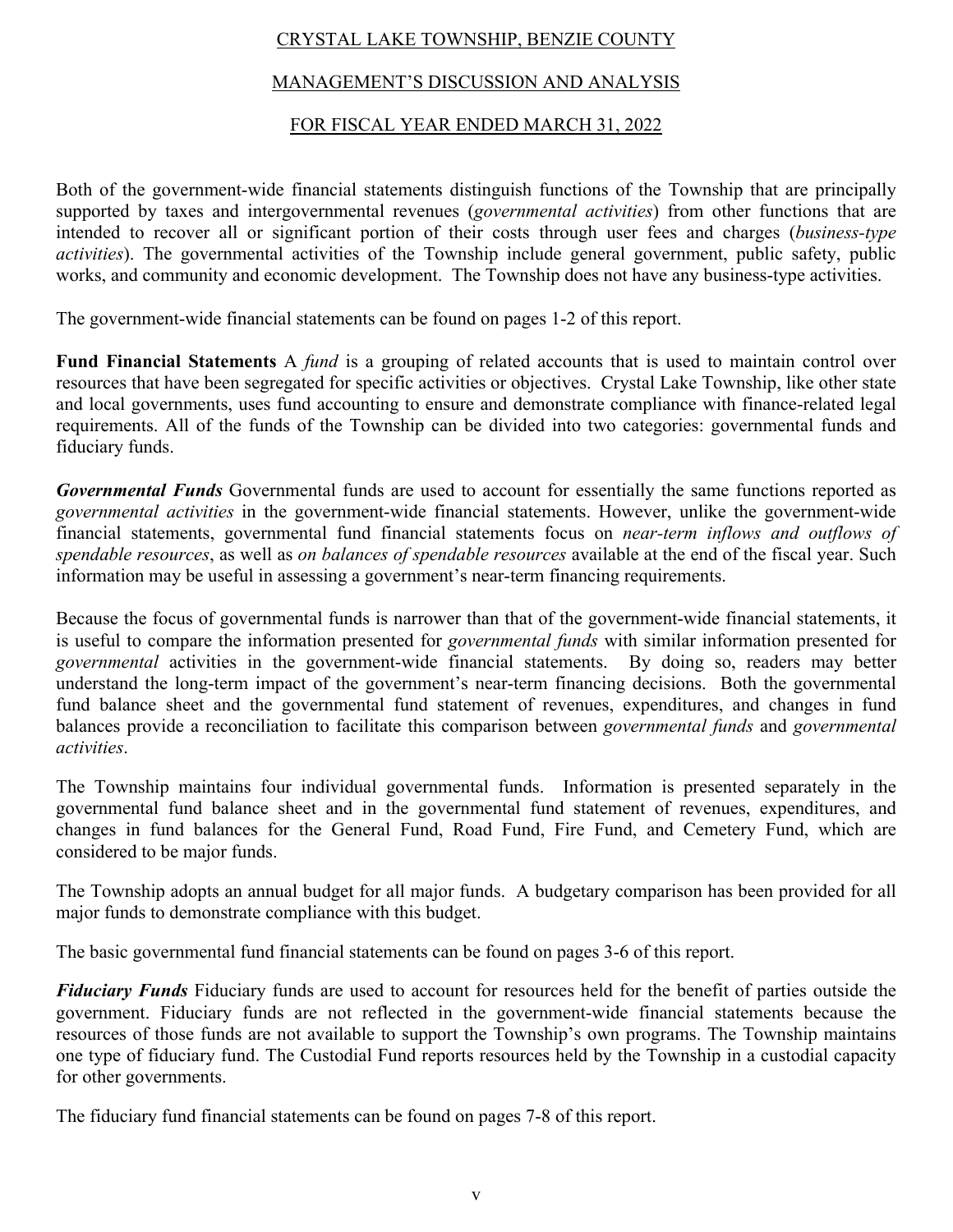CRYSTAL LAKE TOWNSHIP, BENZIE COUNTY

MANAGEMENT'S DISCUSSION AND ANALYSIS

FOR FISCAL YEAR ENDED MARCH 31, 2022

Both of the government-wide financial statements distinguish functions of the Township that are principally supported by taxes and intergovernmental revenues (*governmental activities*) from other functions that are intended to recover all or significant portion of their costs through user fees and charges (*business-type activities*). The governmental activities of the Township include general government, public safety, public works, and community and economic development. The Township does not have any business-type activities.

The government-wide financial statements can be found on pages 1-2 of this report.

**Fund Financial Statements** A *fund* is a grouping of related accounts that is used to maintain control over resources that have been segregated for specific activities or objectives. Crystal Lake Township, like other state and local governments, uses fund accounting to ensure and demonstrate compliance with finance-related legal requirements. All of the funds of the Township can be divided into two categories: governmental funds and fiduciary funds.

***Governmental Funds*** Governmental funds are used to account for essentially the same functions reported as *governmental activities* in the government-wide financial statements. However, unlike the government-wide financial statements, governmental fund financial statements focus on *near-term inflows and outflows of spendable resources*, as well as *on balances of spendable resources* available at the end of the fiscal year. Such information may be useful in assessing a government's near-term financing requirements.

Because the focus of governmental funds is narrower than that of the government-wide financial statements, it is useful to compare the information presented for *governmental funds* with similar information presented for *governmental* activities in the government-wide financial statements. By doing so, readers may better understand the long-term impact of the government's near-term financing decisions. Both the governmental fund balance sheet and the governmental fund statement of revenues, expenditures, and changes in fund balances provide a reconciliation to facilitate this comparison between *governmental funds* and *governmental activities*.

The Township maintains four individual governmental funds. Information is presented separately in the governmental fund balance sheet and in the governmental fund statement of revenues, expenditures, and changes in fund balances for the General Fund, Road Fund, Fire Fund, and Cemetery Fund, which are considered to be major funds.

The Township adopts an annual budget for all major funds. A budgetary comparison has been provided for all major funds to demonstrate compliance with this budget.

The basic governmental fund financial statements can be found on pages 3-6 of this report.

***Fiduciary Funds*** Fiduciary funds are used to account for resources held for the benefit of parties outside the government. Fiduciary funds are not reflected in the government-wide financial statements because the resources of those funds are not available to support the Township's own programs. The Township maintains one type of fiduciary fund. The Custodial Fund reports resources held by the Township in a custodial capacity for other governments.

The fiduciary fund financial statements can be found on pages 7-8 of this report.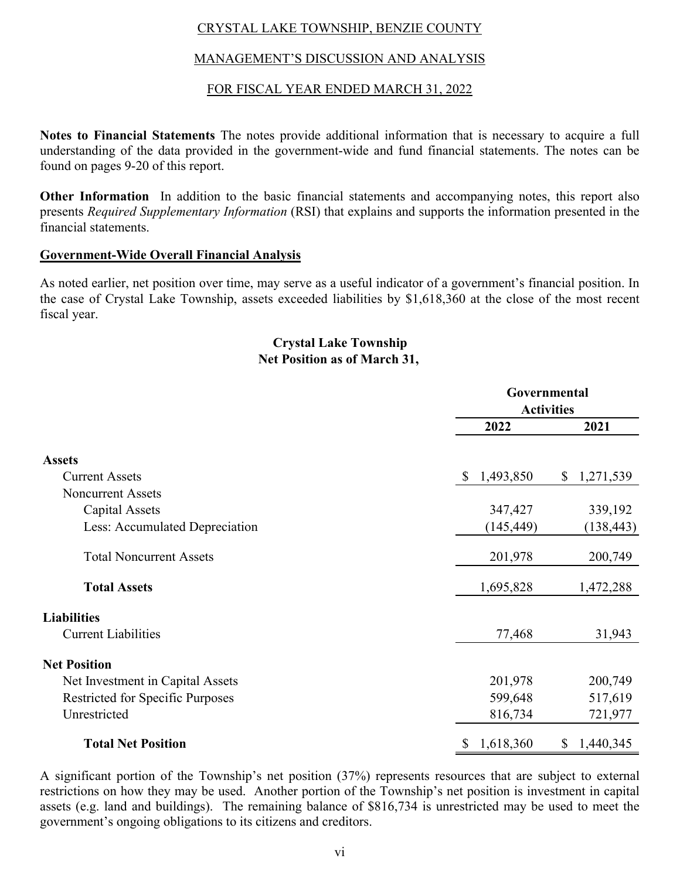**Notes to Financial Statements** The notes provide additional information that is necessary to acquire a full understanding of the data provided in the government-wide and fund financial statements. The notes can be found on pages 9-20 of this report.

**Other Information** In addition to the basic financial statements and accompanying notes, this report also presents *Required Supplementary Information* (RSI) that explains and supports the information presented in the financial statements.

## Government-Wide Overall Financial Analysis

As noted earlier, net position over time, may serve as a useful indicator of a government's financial position. In the case of Crystal Lake Township, assets exceeded liabilities by $1,618,360 at the close of the most recent fiscal year.

**Crystal Lake Township**
**Net Position as of March 31,**

| | Governmental Activities | |
|---|---|---|
| | **2022** | **2021** |
| **Assets** | | |
| Current Assets | $ 1,493,850 | $ 1,271,539 |
| Noncurrent Assets | | |
| Capital Assets | 347,427 | 339,192 |
| Less: Accumulated Depreciation | (145,449) | (138,443) |
| Total Noncurrent Assets | 201,978 | 200,749 |
| **Total Assets** | 1,695,828 | 1,472,288 |
| **Liabilities** | | |
| Current Liabilities | 77,468 | 31,943 |
| **Net Position** | | |
| Net Investment in Capital Assets | 201,978 | 200,749 |
| Restricted for Specific Purposes | 599,648 | 517,619 |
| Unrestricted | 816,734 | 721,977 |
| **Total Net Position** | $ 1,618,360 | $ 1,440,345 |

A significant portion of the Township's net position (37%) represents resources that are subject to external restrictions on how they may be used. Another portion of the Township's net position is investment in capital assets (e.g. land and buildings). The remaining balance of $816,734 is unrestricted may be used to meet the government's ongoing obligations to its citizens and creditors.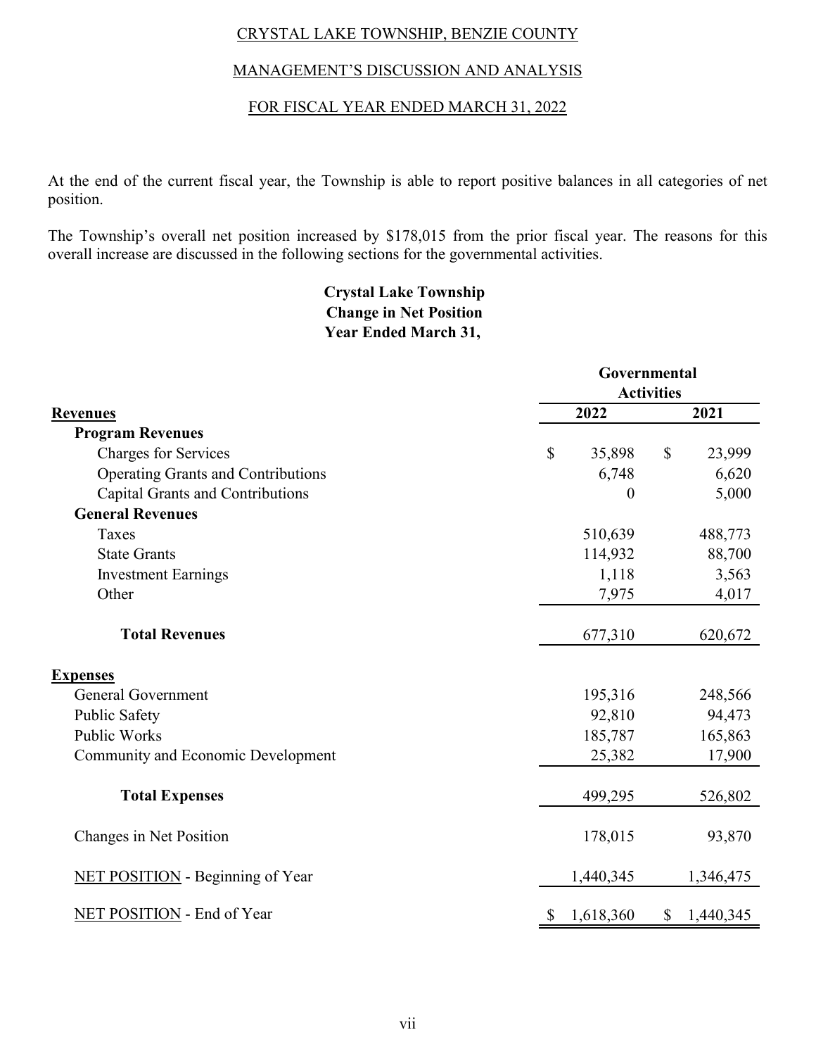CRYSTAL LAKE TOWNSHIP, BENZIE COUNTY

MANAGEMENT'S DISCUSSION AND ANALYSIS

FOR FISCAL YEAR ENDED MARCH 31, 2022

At the end of the current fiscal year, the Township is able to report positive balances in all categories of net position.

The Township's overall net position increased by $178,015 from the prior fiscal year. The reasons for this overall increase are discussed in the following sections for the governmental activities.

**Crystal Lake Township**
**Change in Net Position**
**Year Ended March 31,**

| | Governmental Activities | |
|---|---|---|
| **Revenues** | **2022** | **2021** |
| **Program Revenues** | | |
| Charges for Services | $ 35,898 | $ 23,999 |
| Operating Grants and Contributions | 6,748 | 6,620 |
| Capital Grants and Contributions | 0 | 5,000 |
| **General Revenues** | | |
| Taxes | 510,639 | 488,773 |
| State Grants | 114,932 | 88,700 |
| Investment Earnings | 1,118 | 3,563 |
| Other | 7,975 | 4,017 |
| **Total Revenues** | 677,310 | 620,672 |
| **Expenses** | | |
| General Government | 195,316 | 248,566 |
| Public Safety | 92,810 | 94,473 |
| Public Works | 185,787 | 165,863 |
| Community and Economic Development | 25,382 | 17,900 |
| **Total Expenses** | 499,295 | 526,802 |
| Changes in Net Position | 178,015 | 93,870 |
| NET POSITION - Beginning of Year | 1,440,345 | 1,346,475 |
| NET POSITION - End of Year | $ 1,618,360 | $ 1,440,345 |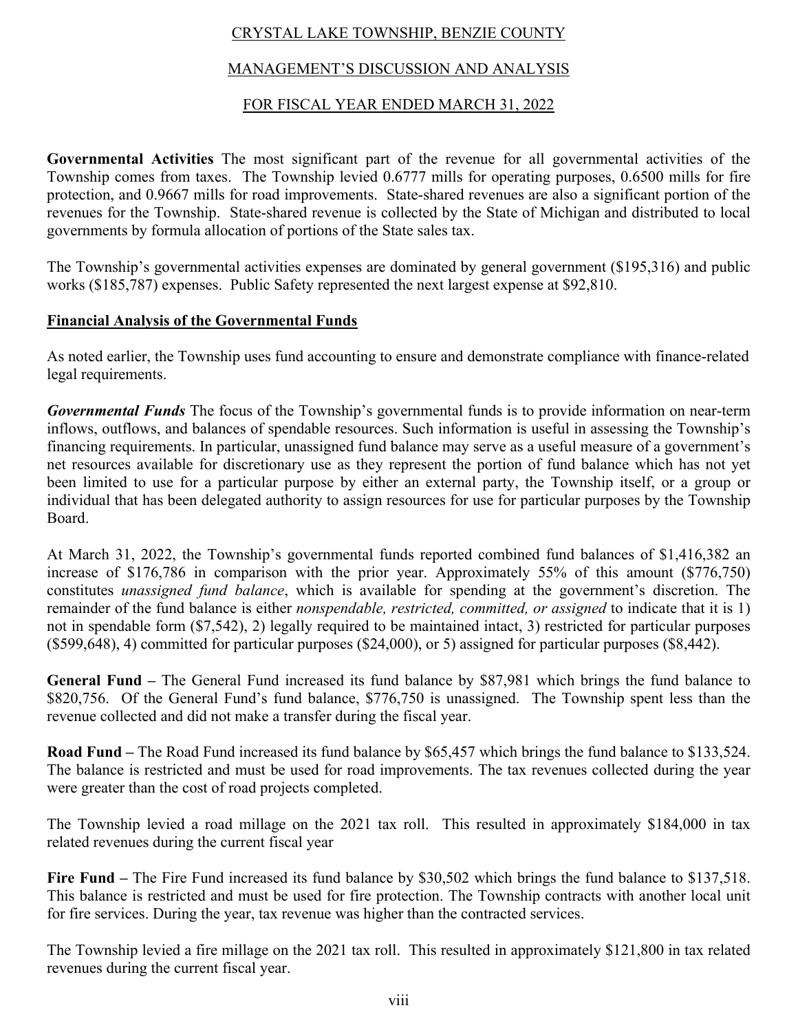**Governmental Activities** The most significant part of the revenue for all governmental activities of the Township comes from taxes. The Township levied 0.6777 mills for operating purposes, 0.6500 mills for fire protection, and 0.9667 mills for road improvements. State-shared revenues are also a significant portion of the revenues for the Township. State-shared revenue is collected by the State of Michigan and distributed to local governments by formula allocation of portions of the State sales tax.

The Township's governmental activities expenses are dominated by general government ($195,316) and public works ($185,787) expenses. Public Safety represented the next largest expense at $92,810.

## Financial Analysis of the Governmental Funds

As noted earlier, the Township uses fund accounting to ensure and demonstrate compliance with finance-related legal requirements.

***Governmental Funds*** The focus of the Township's governmental funds is to provide information on near-term inflows, outflows, and balances of spendable resources. Such information is useful in assessing the Township's financing requirements. In particular, unassigned fund balance may serve as a useful measure of a government's net resources available for discretionary use as they represent the portion of fund balance which has not yet been limited to use for a particular purpose by either an external party, the Township itself, or a group or individual that has been delegated authority to assign resources for use for particular purposes by the Township Board.

At March 31, 2022, the Township's governmental funds reported combined fund balances of $1,416,382 an increase of $176,786 in comparison with the prior year. Approximately 55% of this amount ($776,750) constitutes *unassigned fund balance*, which is available for spending at the government's discretion. The remainder of the fund balance is either *nonspendable, restricted, committed, or assigned* to indicate that it is 1) not in spendable form ($7,542), 2) legally required to be maintained intact, 3) restricted for particular purposes ($599,648), 4) committed for particular purposes ($24,000), or 5) assigned for particular purposes ($8,442).

**General Fund –** The General Fund increased its fund balance by $87,981 which brings the fund balance to $820,756. Of the General Fund's fund balance, $776,750 is unassigned. The Township spent less than the revenue collected and did not make a transfer during the fiscal year.

**Road Fund –** The Road Fund increased its fund balance by $65,457 which brings the fund balance to $133,524. The balance is restricted and must be used for road improvements. The tax revenues collected during the year were greater than the cost of road projects completed.

The Township levied a road millage on the 2021 tax roll. This resulted in approximately $184,000 in tax related revenues during the current fiscal year

**Fire Fund –** The Fire Fund increased its fund balance by $30,502 which brings the fund balance to $137,518. This balance is restricted and must be used for fire protection. The Township contracts with another local unit for fire services. During the year, tax revenue was higher than the contracted services.

The Township levied a fire millage on the 2021 tax roll. This resulted in approximately $121,800 in tax related revenues during the current fiscal year.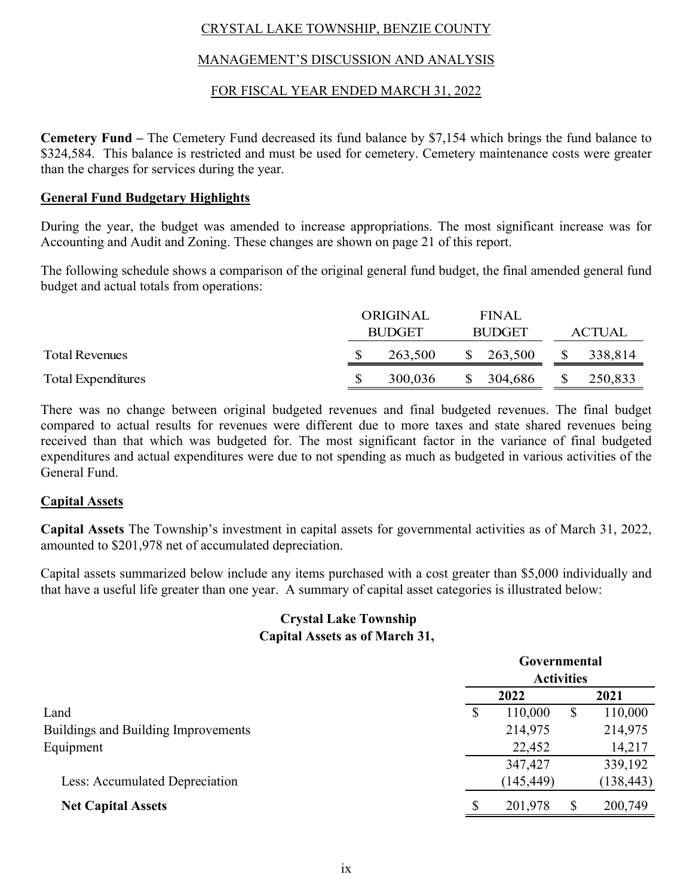CRYSTAL LAKE TOWNSHIP, BENZIE COUNTY

MANAGEMENT'S DISCUSSION AND ANALYSIS

FOR FISCAL YEAR ENDED MARCH 31, 2022

**Cemetery Fund –** The Cemetery Fund decreased its fund balance by $7,154 which brings the fund balance to $324,584. This balance is restricted and must be used for cemetery. Cemetery maintenance costs were greater than the charges for services during the year.

## General Fund Budgetary Highlights

During the year, the budget was amended to increase appropriations. The most significant increase was for Accounting and Audit and Zoning. These changes are shown on page 21 of this report.

The following schedule shows a comparison of the original general fund budget, the final amended general fund budget and actual totals from operations:

| | ORIGINAL BUDGET | FINAL BUDGET | ACTUAL |
|---|---|---|---|
| Total Revenues | $ 263,500 | $ 263,500 | $ 338,814 |
| Total Expenditures | $ 300,036 | $ 304,686 | $ 250,833 |

There was no change between original budgeted revenues and final budgeted revenues. The final budget compared to actual results for revenues were different due to more taxes and state shared revenues being received than that which was budgeted for. The most significant factor in the variance of final budgeted expenditures and actual expenditures were due to not spending as much as budgeted in various activities of the General Fund.

## Capital Assets

**Capital Assets** The Township's investment in capital assets for governmental activities as of March 31, 2022, amounted to $201,978 net of accumulated depreciation.

Capital assets summarized below include any items purchased with a cost greater than $5,000 individually and that have a useful life greater than one year. A summary of capital asset categories is illustrated below:

**Crystal Lake Township**
**Capital Assets as of March 31,**

| | Governmental Activities | |
|---|---|---|
| | **2022** | **2021** |
| Land | $ 110,000 | $ 110,000 |
| Buildings and Building Improvements | 214,975 | 214,975 |
| Equipment | 22,452 | 14,217 |
| | 347,427 | 339,192 |
| Less: Accumulated Depreciation | (145,449) | (138,443) |
| **Net Capital Assets** | $ 201,978 | $ 200,749 |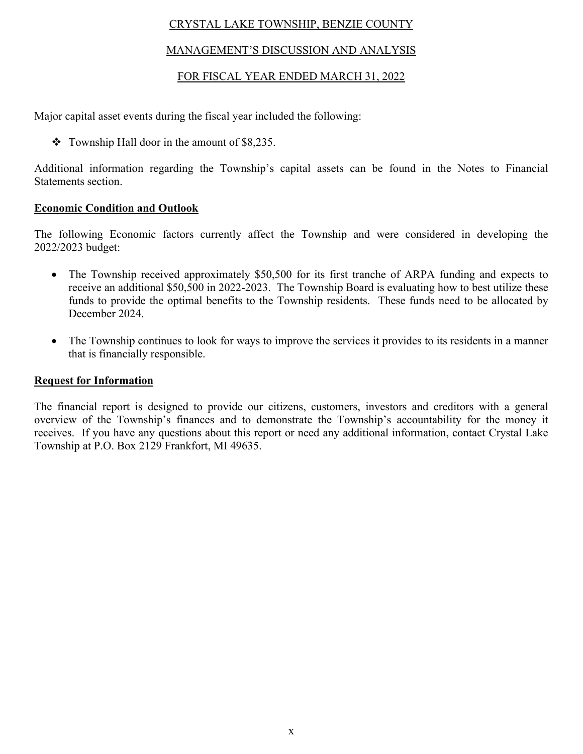Major capital asset events during the fiscal year included the following:

- Township Hall door in the amount of $8,235.

Additional information regarding the Township's capital assets can be found in the Notes to Financial Statements section.

## Economic Condition and Outlook

The following Economic factors currently affect the Township and were considered in developing the 2022/2023 budget:

- The Township received approximately $50,500 for its first tranche of ARPA funding and expects to receive an additional $50,500 in 2022-2023. The Township Board is evaluating how to best utilize these funds to provide the optimal benefits to the Township residents. These funds need to be allocated by December 2024.

- The Township continues to look for ways to improve the services it provides to its residents in a manner that is financially responsible.

## Request for Information

The financial report is designed to provide our citizens, customers, investors and creditors with a general overview of the Township's finances and to demonstrate the Township's accountability for the money it receives. If you have any questions about this report or need any additional information, contact Crystal Lake Township at P.O. Box 2129 Frankfort, MI 49635.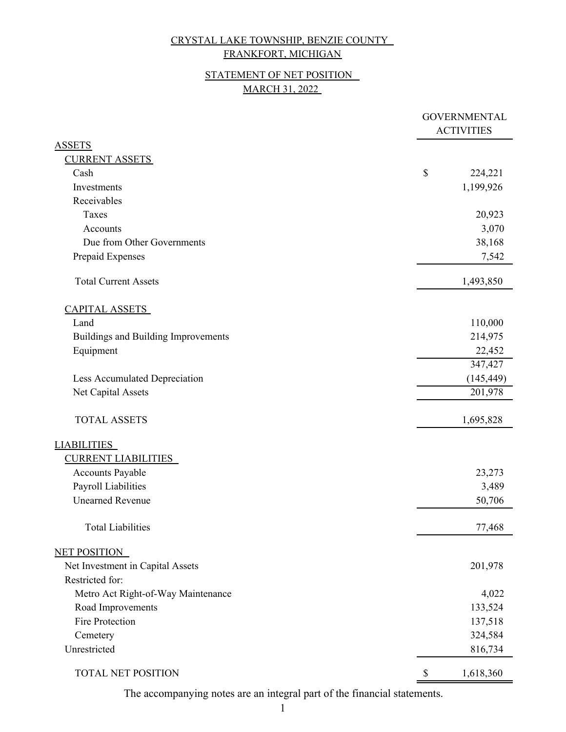# CRYSTAL LAKE TOWNSHIP, BENZIE COUNTY
## FRANKFORT, MICHIGAN

## STATEMENT OF NET POSITION
## MARCH 31, 2022

| | GOVERNMENTAL ACTIVITIES |
|---|---|
| **ASSETS** | |
| **CURRENT ASSETS** | |
| Cash | $ 224,221 |
| Investments | 1,199,926 |
| Receivables | |
| Taxes | 20,923 |
| Accounts | 3,070 |
| Due from Other Governments | 38,168 |
| Prepaid Expenses | 7,542 |
| Total Current Assets | 1,493,850 |
| **CAPITAL ASSETS** | |
| Land | 110,000 |
| Buildings and Building Improvements | 214,975 |
| Equipment | 22,452 |
| | 347,427 |
| Less Accumulated Depreciation | (145,449) |
| Net Capital Assets | 201,978 |
| TOTAL ASSETS | 1,695,828 |
| **LIABILITIES** | |
| **CURRENT LIABILITIES** | |
| Accounts Payable | 23,273 |
| Payroll Liabilities | 3,489 |
| Unearned Revenue | 50,706 |
| Total Liabilities | 77,468 |
| **NET POSITION** | |
| Net Investment in Capital Assets | 201,978 |
| Restricted for: | |
| Metro Act Right-of-Way Maintenance | 4,022 |
| Road Improvements | 133,524 |
| Fire Protection | 137,518 |
| Cemetery | 324,584 |
| Unrestricted | 816,734 |
| TOTAL NET POSITION | $ 1,618,360 |

The accompanying notes are an integral part of the financial statements.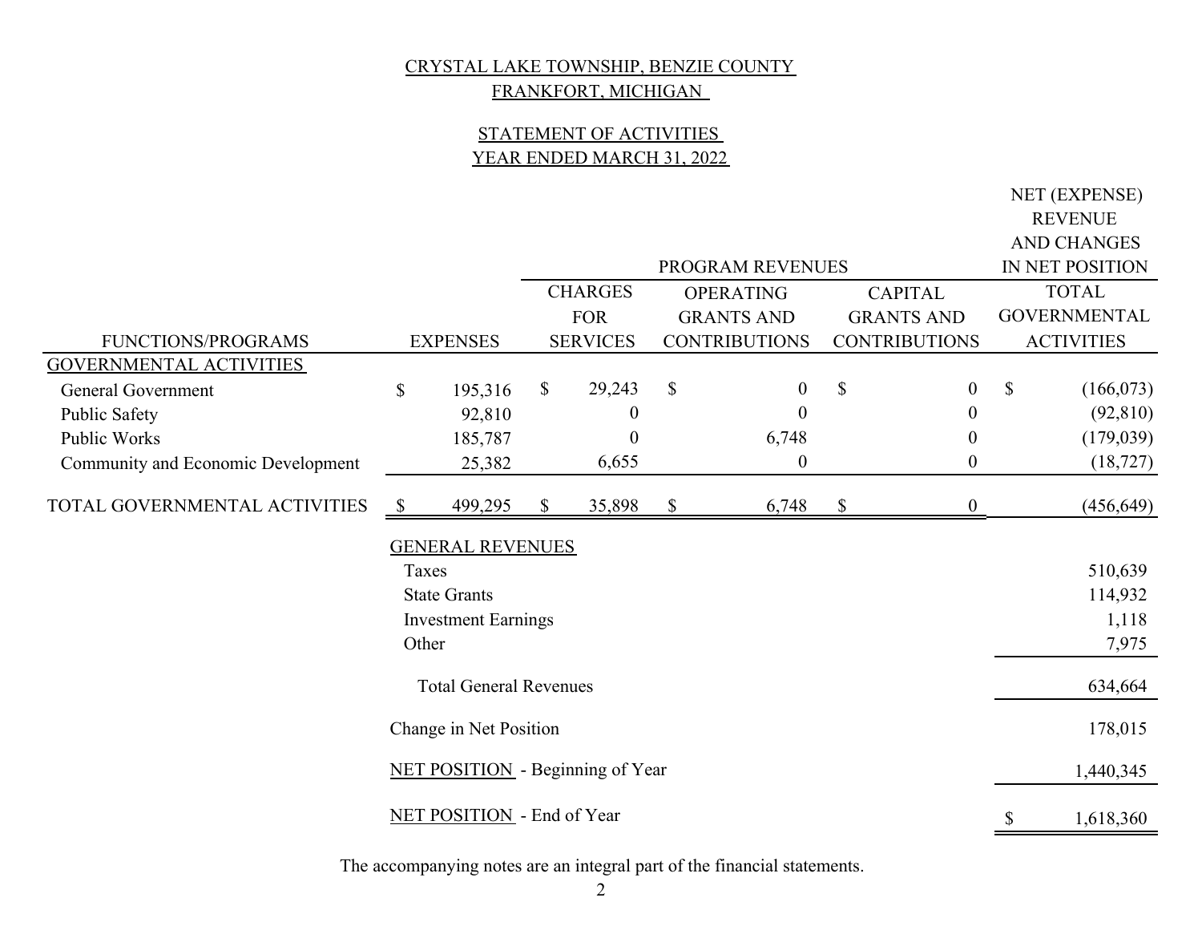CRYSTAL LAKE TOWNSHIP, BENZIE COUNTY

FRANKFORT, MICHIGAN

STATEMENT OF ACTIVITIES

YEAR ENDED MARCH 31, 2022

| FUNCTIONS/PROGRAMS | EXPENSES | PROGRAM REVENUES - CHARGES FOR SERVICES | PROGRAM REVENUES - OPERATING GRANTS AND CONTRIBUTIONS | PROGRAM REVENUES - CAPITAL GRANTS AND CONTRIBUTIONS | NET (EXPENSE) REVENUE AND CHANGES IN NET POSITION - TOTAL GOVERNMENTAL ACTIVITIES |
|---|---|---|---|---|---|
| GOVERNMENTAL ACTIVITIES | | | | | |
| General Government | $ 195,316 | $ 29,243 | $ 0 | $ 0 | $ (166,073) |
| Public Safety | 92,810 | 0 | 0 | 0 | (92,810) |
| Public Works | 185,787 | 0 | 6,748 | 0 | (179,039) |
| Community and Economic Development | 25,382 | 6,655 | 0 | 0 | (18,727) |
| TOTAL GOVERNMENTAL ACTIVITIES | $ 499,295 | $ 35,898 | $ 6,748 | $ 0 | (456,649) |
| GENERAL REVENUES | | | | | |
| Taxes | | | | | 510,639 |
| State Grants | | | | | 114,932 |
| Investment Earnings | | | | | 1,118 |
| Other | | | | | 7,975 |
| Total General Revenues | | | | | 634,664 |
| Change in Net Position | | | | | 178,015 |
| NET POSITION - Beginning of Year | | | | | 1,440,345 |
| NET POSITION - End of Year | | | | | $ 1,618,360 |

The accompanying notes are an integral part of the financial statements.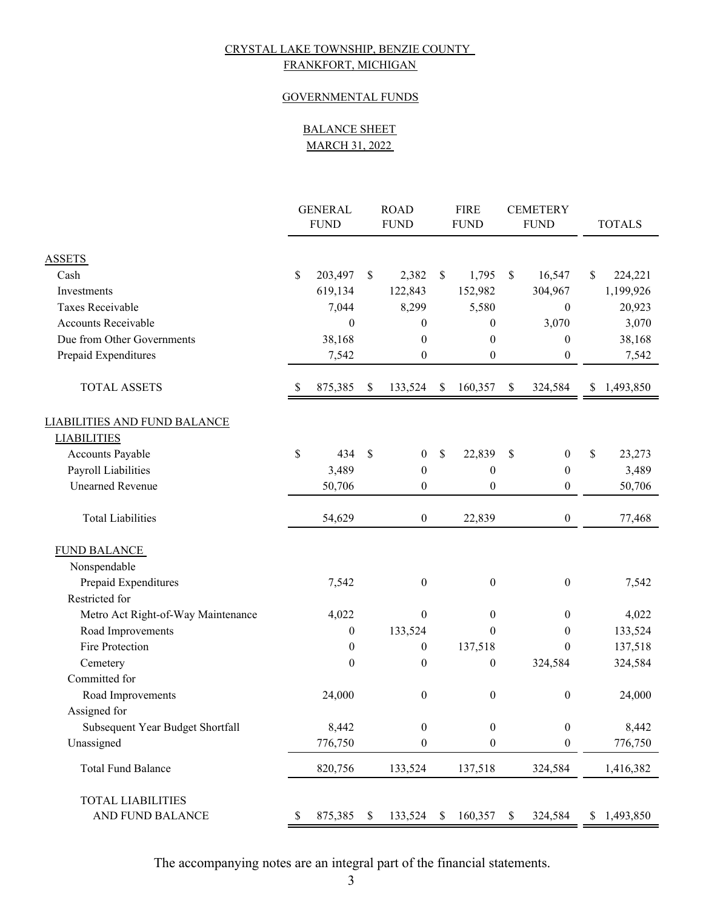CRYSTAL LAKE TOWNSHIP, BENZIE COUNTY
FRANKFORT, MICHIGAN

GOVERNMENTAL FUNDS

BALANCE SHEET
MARCH 31, 2022

| | GENERAL FUND | ROAD FUND | FIRE FUND | CEMETERY FUND | TOTALS |
|---|---|---|---|---|---|
| **ASSETS** | | | | | |
| Cash | $ 203,497 | $ 2,382 | $ 1,795 | $ 16,547 | $ 224,221 |
| Investments | 619,134 | 122,843 | 152,982 | 304,967 | 1,199,926 |
| Taxes Receivable | 7,044 | 8,299 | 5,580 | 0 | 20,923 |
| Accounts Receivable | 0 | 0 | 0 | 3,070 | 3,070 |
| Due from Other Governments | 38,168 | 0 | 0 | 0 | 38,168 |
| Prepaid Expenditures | 7,542 | 0 | 0 | 0 | 7,542 |
| TOTAL ASSETS | $ 875,385 | $ 133,524 | $ 160,357 | $ 324,584 | $ 1,493,850 |
| **LIABILITIES AND FUND BALANCE** | | | | | |
| **LIABILITIES** | | | | | |
| Accounts Payable | $ 434 | $ 0 | $ 22,839 | $ 0 | $ 23,273 |
| Payroll Liabilities | 3,489 | 0 | 0 | 0 | 3,489 |
| Unearned Revenue | 50,706 | 0 | 0 | 0 | 50,706 |
| Total Liabilities | 54,629 | 0 | 22,839 | 0 | 77,468 |
| **FUND BALANCE** | | | | | |
| Nonspendable | | | | | |
| Prepaid Expenditures | 7,542 | 0 | 0 | 0 | 7,542 |
| Restricted for | | | | | |
| Metro Act Right-of-Way Maintenance | 4,022 | 0 | 0 | 0 | 4,022 |
| Road Improvements | 0 | 133,524 | 0 | 0 | 133,524 |
| Fire Protection | 0 | 0 | 137,518 | 0 | 137,518 |
| Cemetery | 0 | 0 | 0 | 324,584 | 324,584 |
| Committed for | | | | | |
| Road Improvements | 24,000 | 0 | 0 | 0 | 24,000 |
| Assigned for | | | | | |
| Subsequent Year Budget Shortfall | 8,442 | 0 | 0 | 0 | 8,442 |
| Unassigned | 776,750 | 0 | 0 | 0 | 776,750 |
| Total Fund Balance | 820,756 | 133,524 | 137,518 | 324,584 | 1,416,382 |
| TOTAL LIABILITIES AND FUND BALANCE | $ 875,385 | $ 133,524 | $ 160,357 | $ 324,584 | $ 1,493,850 |

The accompanying notes are an integral part of the financial statements.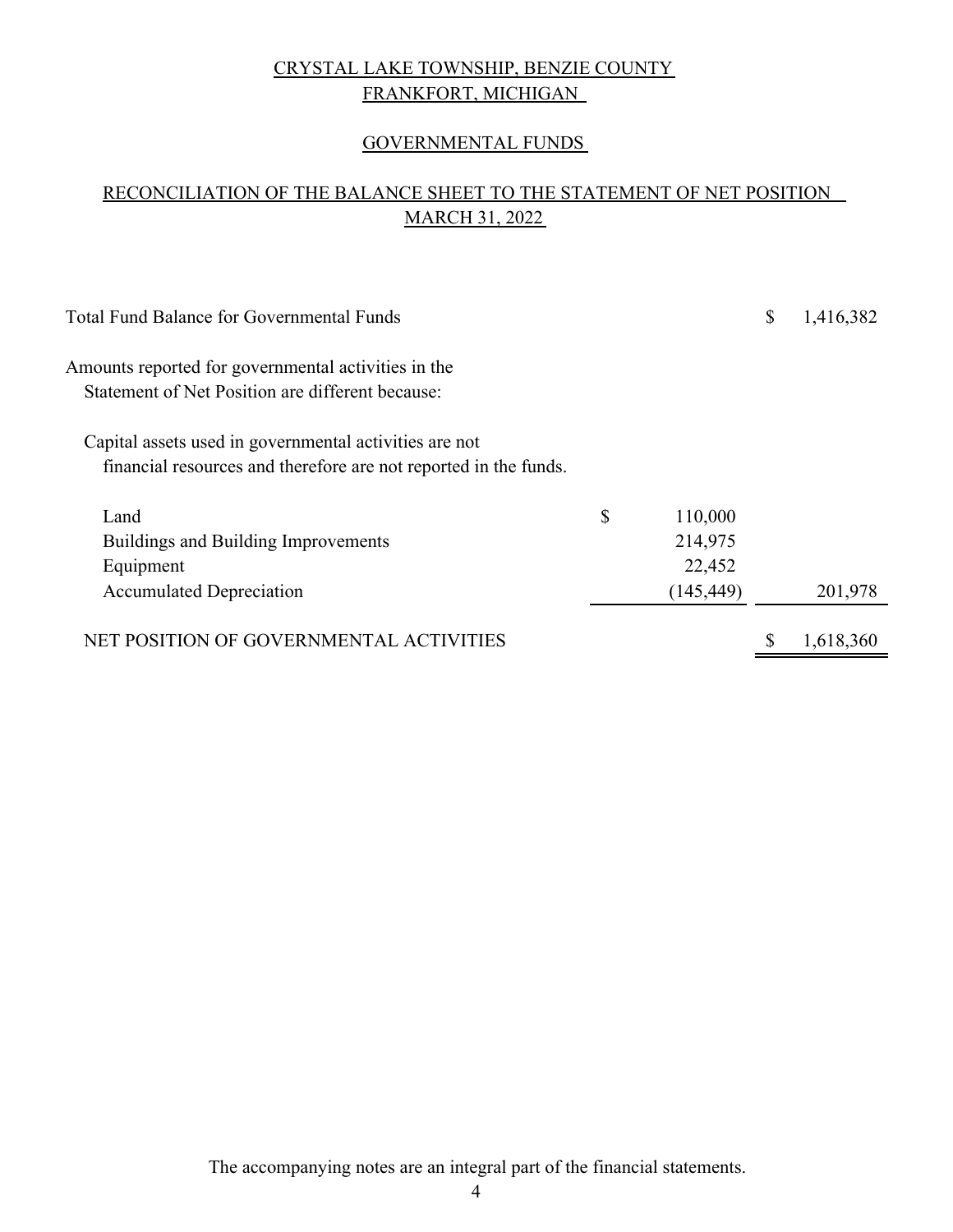CRYSTAL LAKE TOWNSHIP, BENZIE COUNTY
FRANKFORT, MICHIGAN

GOVERNMENTAL FUNDS

RECONCILIATION OF THE BALANCE SHEET TO THE STATEMENT OF NET POSITION
MARCH 31, 2022

| | | |
|---|---|---|
| Total Fund Balance for Governmental Funds | | $ 1,416,382 |
| Amounts reported for governmental activities in the Statement of Net Position are different because: | | |
| Capital assets used in governmental activities are not financial resources and therefore are not reported in the funds. | | |
| Land | $ 110,000 | |
| Buildings and Building Improvements | 214,975 | |
| Equipment | 22,452 | |
| Accumulated Depreciation | (145,449) | 201,978 |
| NET POSITION OF GOVERNMENTAL ACTIVITIES | | $ 1,618,360 |

The accompanying notes are an integral part of the financial statements.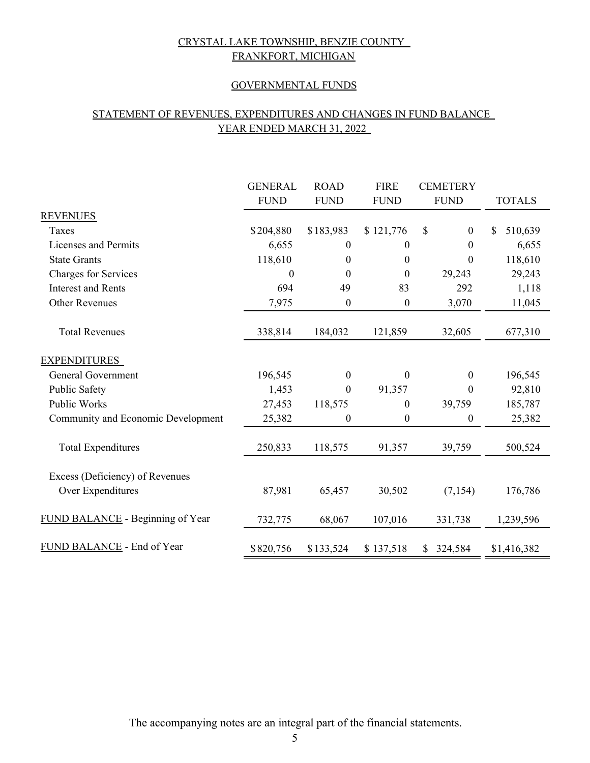CRYSTAL LAKE TOWNSHIP, BENZIE COUNTY
FRANKFORT, MICHIGAN

GOVERNMENTAL FUNDS

STATEMENT OF REVENUES, EXPENDITURES AND CHANGES IN FUND BALANCE
YEAR ENDED MARCH 31, 2022

| | GENERAL FUND | ROAD FUND | FIRE FUND | CEMETERY FUND | TOTALS |
|---|---|---|---|---|---|
| REVENUES | | | | | |
| Taxes | $204,880 | $183,983 | $ 121,776 | $ 0 | $ 510,639 |
| Licenses and Permits | 6,655 | 0 | 0 | 0 | 6,655 |
| State Grants | 118,610 | 0 | 0 | 0 | 118,610 |
| Charges for Services | 0 | 0 | 0 | 29,243 | 29,243 |
| Interest and Rents | 694 | 49 | 83 | 292 | 1,118 |
| Other Revenues | 7,975 | 0 | 0 | 3,070 | 11,045 |
| Total Revenues | 338,814 | 184,032 | 121,859 | 32,605 | 677,310 |
| EXPENDITURES | | | | | |
| General Government | 196,545 | 0 | 0 | 0 | 196,545 |
| Public Safety | 1,453 | 0 | 91,357 | 0 | 92,810 |
| Public Works | 27,453 | 118,575 | 0 | 39,759 | 185,787 |
| Community and Economic Development | 25,382 | 0 | 0 | 0 | 25,382 |
| Total Expenditures | 250,833 | 118,575 | 91,357 | 39,759 | 500,524 |
| Excess (Deficiency) of Revenues Over Expenditures | 87,981 | 65,457 | 30,502 | (7,154) | 176,786 |
| FUND BALANCE - Beginning of Year | 732,775 | 68,067 | 107,016 | 331,738 | 1,239,596 |
| FUND BALANCE - End of Year | $820,756 | $133,524 | $ 137,518 | $ 324,584 | $1,416,382 |

The accompanying notes are an integral part of the financial statements.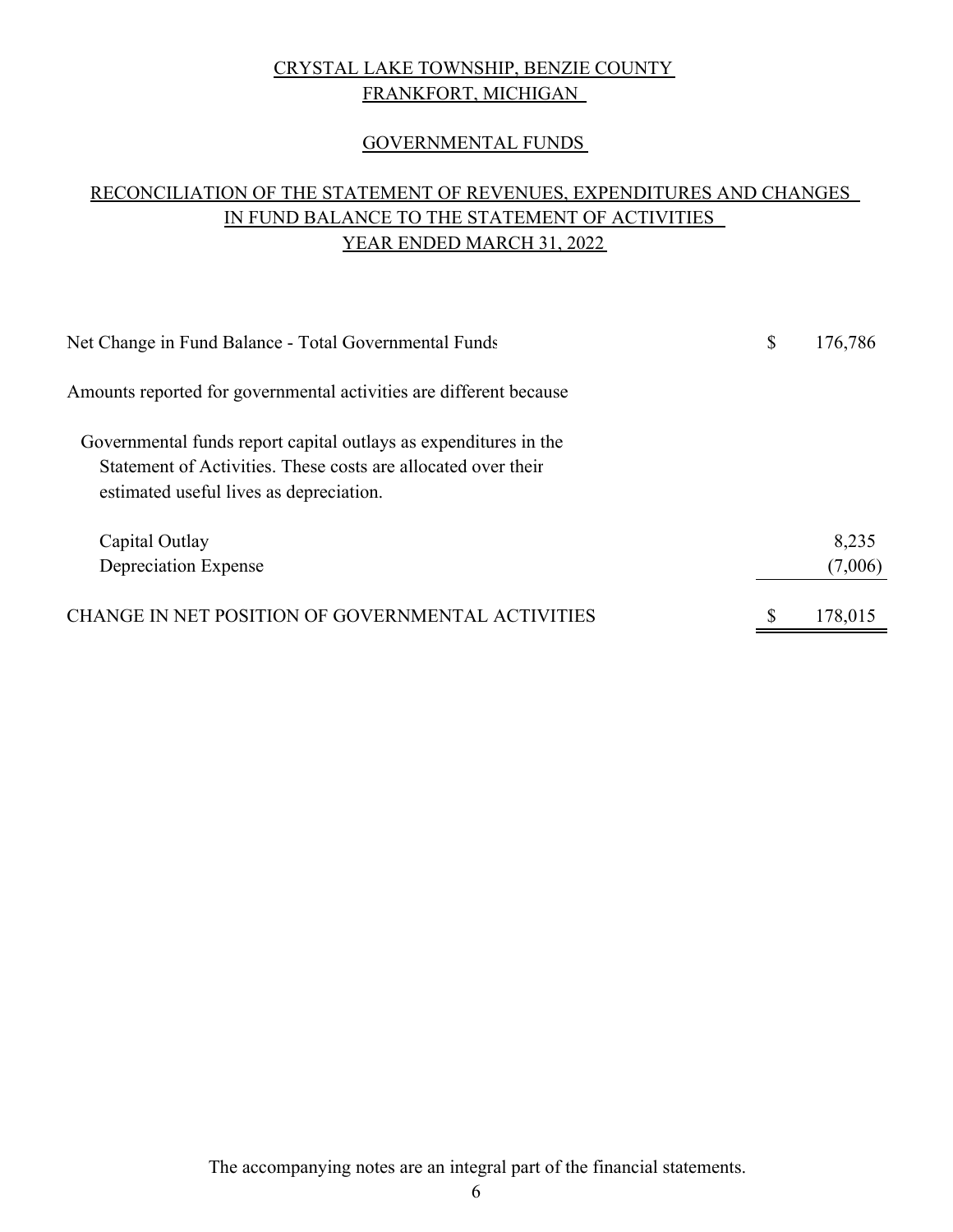# CRYSTAL LAKE TOWNSHIP, BENZIE COUNTY
## FRANKFORT, MICHIGAN

## GOVERNMENTAL FUNDS

## RECONCILIATION OF THE STATEMENT OF REVENUES, EXPENDITURES AND CHANGES IN FUND BALANCE TO THE STATEMENT OF ACTIVITIES YEAR ENDED MARCH 31, 2022

| | | |
|---|---|---|
| Net Change in Fund Balance - Total Governmental Funds | $ | 176,786 |
| Amounts reported for governmental activities are different because | | |
| Governmental funds report capital outlays as expenditures in the Statement of Activities. These costs are allocated over their estimated useful lives as depreciation. | | |
| Capital Outlay | | 8,235 |
| Depreciation Expense | | (7,006) |
| CHANGE IN NET POSITION OF GOVERNMENTAL ACTIVITIES | $ | 178,015 |

The accompanying notes are an integral part of the financial statements.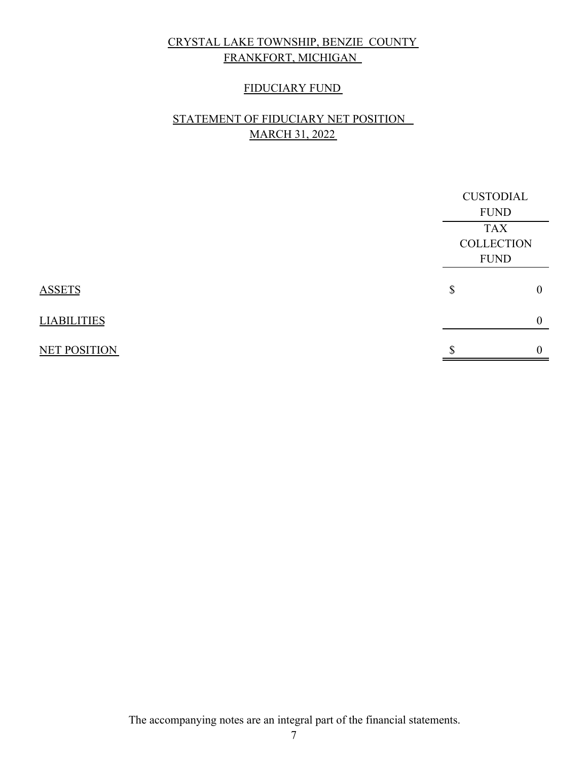# CRYSTAL LAKE TOWNSHIP, BENZIE COUNTY
## FRANKFORT, MICHIGAN

## FIDUCIARY FUND

## STATEMENT OF FIDUCIARY NET POSITION
## MARCH 31, 2022

| | CUSTODIAL FUND |
|---|---|
| | TAX COLLECTION FUND |
| ASSETS | $ 0 |
| LIABILITIES | 0 |
| NET POSITION | $ 0 |

The accompanying notes are an integral part of the financial statements.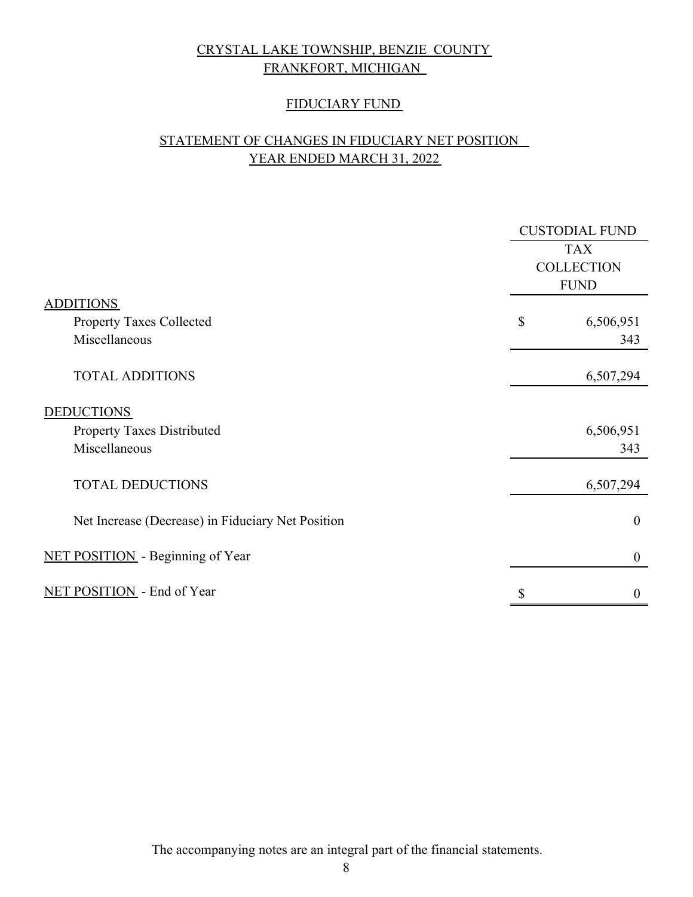# CRYSTAL LAKE TOWNSHIP, BENZIE COUNTY
## FRANKFORT, MICHIGAN

## FIDUCIARY FUND

## STATEMENT OF CHANGES IN FIDUCIARY NET POSITION
## YEAR ENDED MARCH 31, 2022

| | CUSTODIAL FUND TAX COLLECTION FUND |
|---|---|
| ADDITIONS | |
| Property Taxes Collected | $ 6,506,951 |
| Miscellaneous | 343 |
| TOTAL ADDITIONS | 6,507,294 |
| DEDUCTIONS | |
| Property Taxes Distributed | 6,506,951 |
| Miscellaneous | 343 |
| TOTAL DEDUCTIONS | 6,507,294 |
| Net Increase (Decrease) in Fiduciary Net Position | 0 |
| NET POSITION - Beginning of Year | 0 |
| NET POSITION - End of Year | $ 0 |

The accompanying notes are an integral part of the financial statements.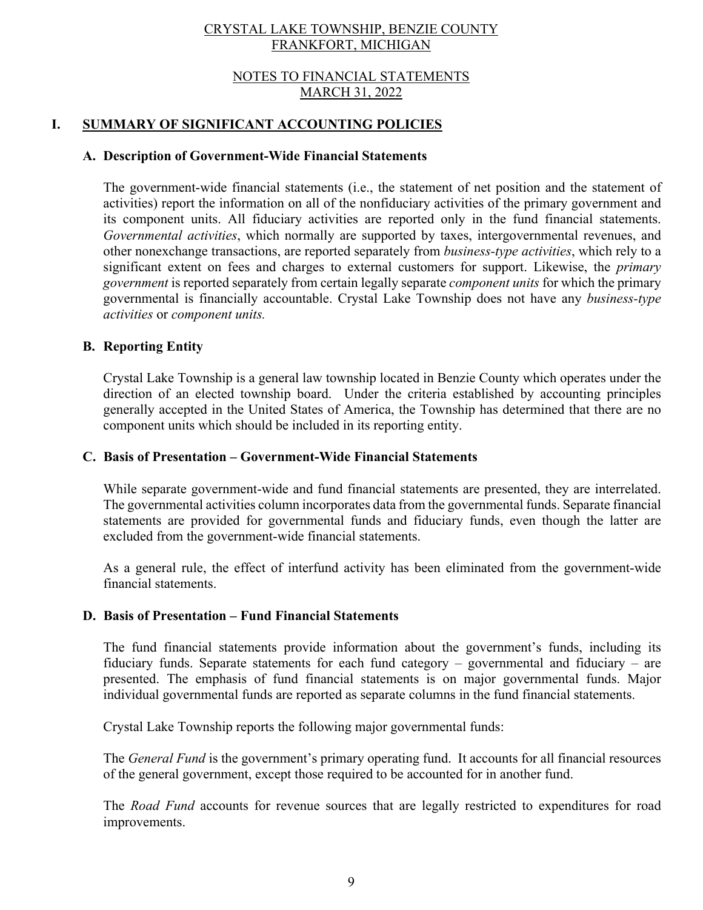CRYSTAL LAKE TOWNSHIP, BENZIE COUNTY
FRANKFORT, MICHIGAN

NOTES TO FINANCIAL STATEMENTS
MARCH 31, 2022

# I. SUMMARY OF SIGNIFICANT ACCOUNTING POLICIES

## A. Description of Government-Wide Financial Statements

The government-wide financial statements (i.e., the statement of net position and the statement of activities) report the information on all of the nonfiduciary activities of the primary government and its component units. All fiduciary activities are reported only in the fund financial statements. *Governmental activities*, which normally are supported by taxes, intergovernmental revenues, and other nonexchange transactions, are reported separately from *business-type activities*, which rely to a significant extent on fees and charges to external customers for support. Likewise, the *primary government* is reported separately from certain legally separate *component units* for which the primary governmental is financially accountable. Crystal Lake Township does not have any *business-type activities* or *component units.*

## B. Reporting Entity

Crystal Lake Township is a general law township located in Benzie County which operates under the direction of an elected township board. Under the criteria established by accounting principles generally accepted in the United States of America, the Township has determined that there are no component units which should be included in its reporting entity.

## C. Basis of Presentation – Government-Wide Financial Statements

While separate government-wide and fund financial statements are presented, they are interrelated. The governmental activities column incorporates data from the governmental funds. Separate financial statements are provided for governmental funds and fiduciary funds, even though the latter are excluded from the government-wide financial statements.

As a general rule, the effect of interfund activity has been eliminated from the government-wide financial statements.

## D. Basis of Presentation – Fund Financial Statements

The fund financial statements provide information about the government's funds, including its fiduciary funds. Separate statements for each fund category – governmental and fiduciary – are presented. The emphasis of fund financial statements is on major governmental funds. Major individual governmental funds are reported as separate columns in the fund financial statements.

Crystal Lake Township reports the following major governmental funds:

The *General Fund* is the government's primary operating fund. It accounts for all financial resources of the general government, except those required to be accounted for in another fund.

The *Road Fund* accounts for revenue sources that are legally restricted to expenditures for road improvements.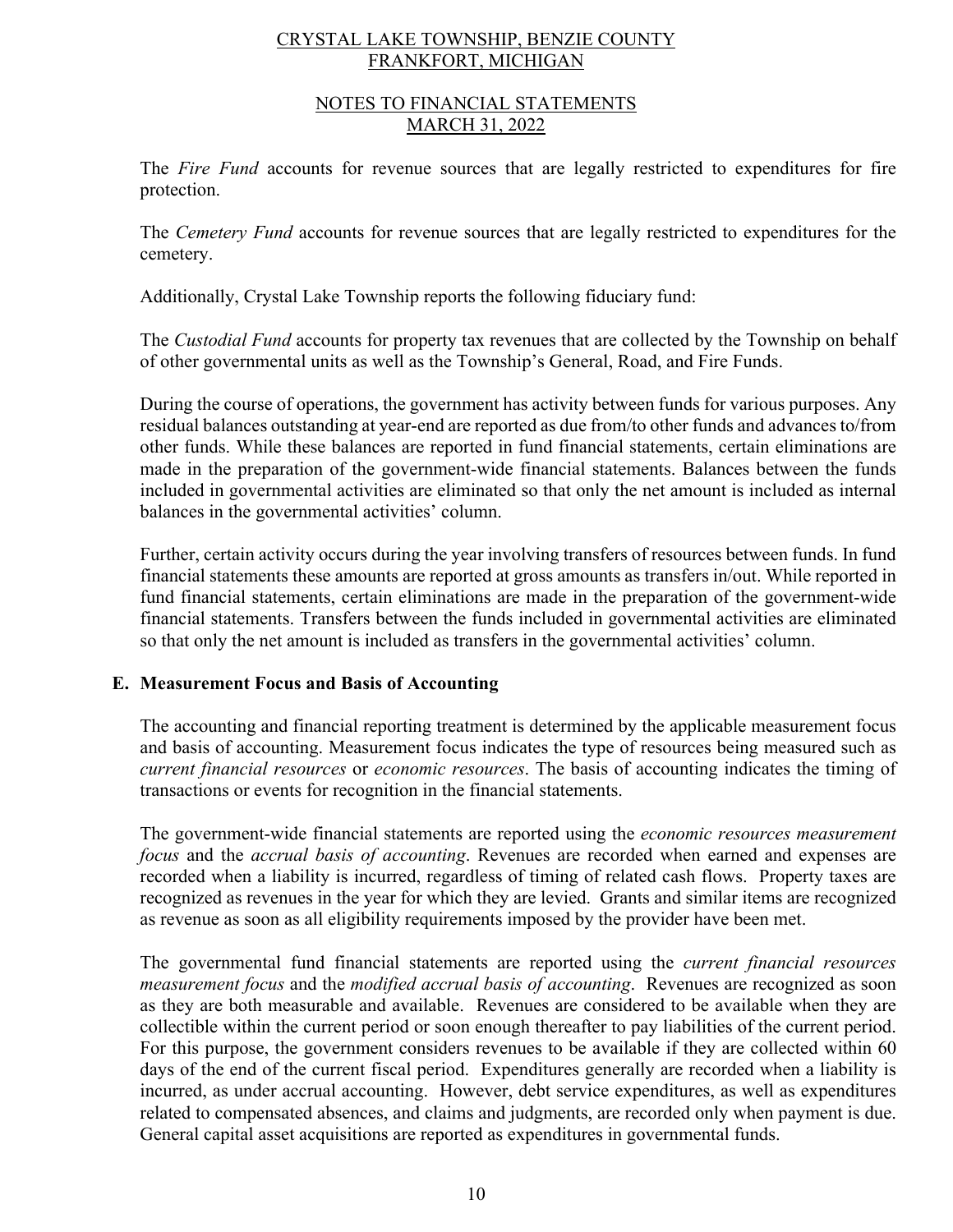The *Fire Fund* accounts for revenue sources that are legally restricted to expenditures for fire protection.

The *Cemetery Fund* accounts for revenue sources that are legally restricted to expenditures for the cemetery.

Additionally, Crystal Lake Township reports the following fiduciary fund:

The *Custodial Fund* accounts for property tax revenues that are collected by the Township on behalf of other governmental units as well as the Township's General, Road, and Fire Funds.

During the course of operations, the government has activity between funds for various purposes. Any residual balances outstanding at year-end are reported as due from/to other funds and advances to/from other funds. While these balances are reported in fund financial statements, certain eliminations are made in the preparation of the government-wide financial statements. Balances between the funds included in governmental activities are eliminated so that only the net amount is included as internal balances in the governmental activities' column.

Further, certain activity occurs during the year involving transfers of resources between funds. In fund financial statements these amounts are reported at gross amounts as transfers in/out. While reported in fund financial statements, certain eliminations are made in the preparation of the government-wide financial statements. Transfers between the funds included in governmental activities are eliminated so that only the net amount is included as transfers in the governmental activities' column.

## E. Measurement Focus and Basis of Accounting

The accounting and financial reporting treatment is determined by the applicable measurement focus and basis of accounting. Measurement focus indicates the type of resources being measured such as *current financial resources* or *economic resources*. The basis of accounting indicates the timing of transactions or events for recognition in the financial statements.

The government-wide financial statements are reported using the *economic resources measurement focus* and the *accrual basis of accounting*. Revenues are recorded when earned and expenses are recorded when a liability is incurred, regardless of timing of related cash flows. Property taxes are recognized as revenues in the year for which they are levied. Grants and similar items are recognized as revenue as soon as all eligibility requirements imposed by the provider have been met.

The governmental fund financial statements are reported using the *current financial resources measurement focus* and the *modified accrual basis of accounting*. Revenues are recognized as soon as they are both measurable and available. Revenues are considered to be available when they are collectible within the current period or soon enough thereafter to pay liabilities of the current period. For this purpose, the government considers revenues to be available if they are collected within 60 days of the end of the current fiscal period. Expenditures generally are recorded when a liability is incurred, as under accrual accounting. However, debt service expenditures, as well as expenditures related to compensated absences, and claims and judgments, are recorded only when payment is due. General capital asset acquisitions are reported as expenditures in governmental funds.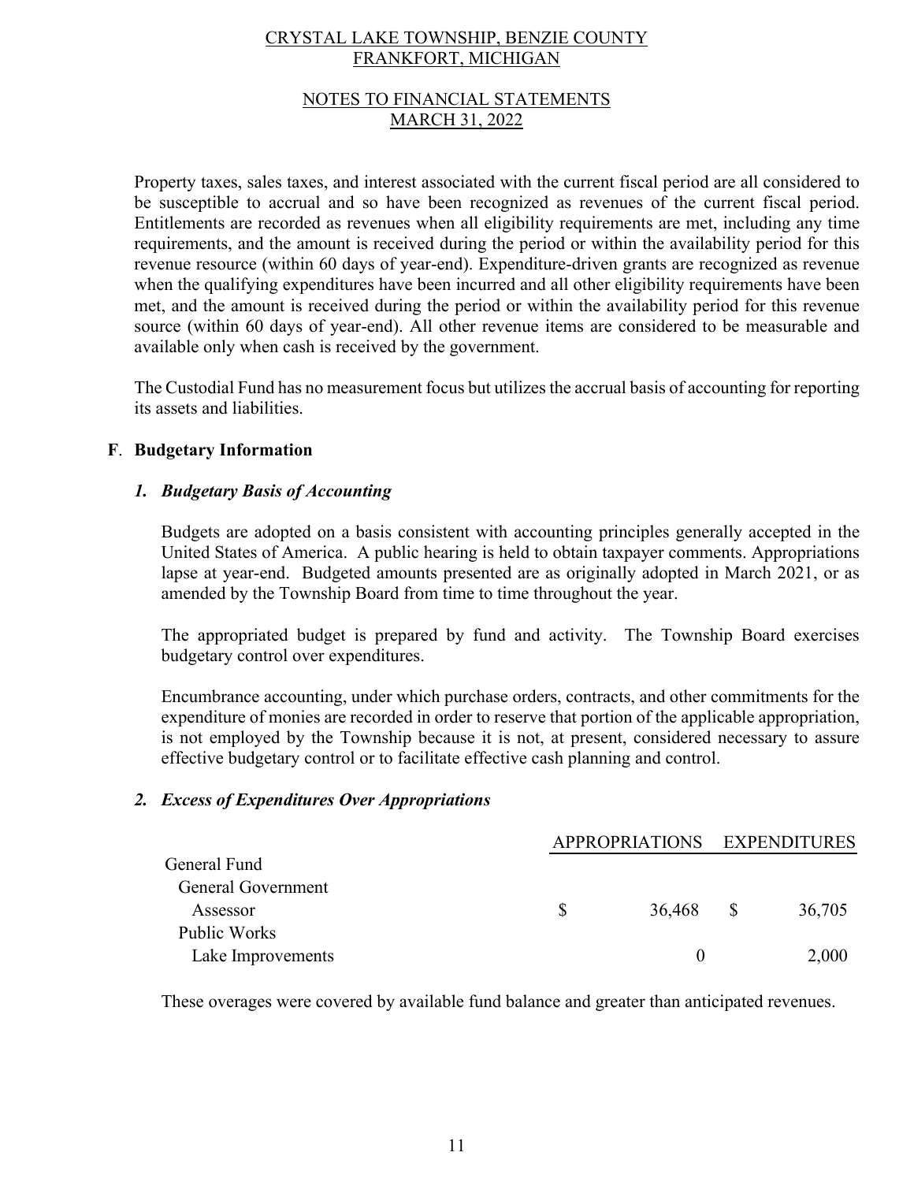CRYSTAL LAKE TOWNSHIP, BENZIE COUNTY
FRANKFORT, MICHIGAN

NOTES TO FINANCIAL STATEMENTS
MARCH 31, 2022

Property taxes, sales taxes, and interest associated with the current fiscal period are all considered to be susceptible to accrual and so have been recognized as revenues of the current fiscal period. Entitlements are recorded as revenues when all eligibility requirements are met, including any time requirements, and the amount is received during the period or within the availability period for this revenue resource (within 60 days of year-end). Expenditure-driven grants are recognized as revenue when the qualifying expenditures have been incurred and all other eligibility requirements have been met, and the amount is received during the period or within the availability period for this revenue source (within 60 days of year-end). All other revenue items are considered to be measurable and available only when cash is received by the government.

The Custodial Fund has no measurement focus but utilizes the accrual basis of accounting for reporting its assets and liabilities.

**F**. **Budgetary Information**

***1. Budgetary Basis of Accounting***

Budgets are adopted on a basis consistent with accounting principles generally accepted in the United States of America. A public hearing is held to obtain taxpayer comments. Appropriations lapse at year-end. Budgeted amounts presented are as originally adopted in March 2021, or as amended by the Township Board from time to time throughout the year.

The appropriated budget is prepared by fund and activity. The Township Board exercises budgetary control over expenditures.

Encumbrance accounting, under which purchase orders, contracts, and other commitments for the expenditure of monies are recorded in order to reserve that portion of the applicable appropriation, is not employed by the Township because it is not, at present, considered necessary to assure effective budgetary control or to facilitate effective cash planning and control.

***2. Excess of Expenditures Over Appropriations***

| | APPROPRIATIONS | EXPENDITURES |
|---|---|---|
| General Fund | | |
| General Government | | |
| Assessor | $ 36,468 | $ 36,705 |
| Public Works | | |
| Lake Improvements | 0 | 2,000 |

These overages were covered by available fund balance and greater than anticipated revenues.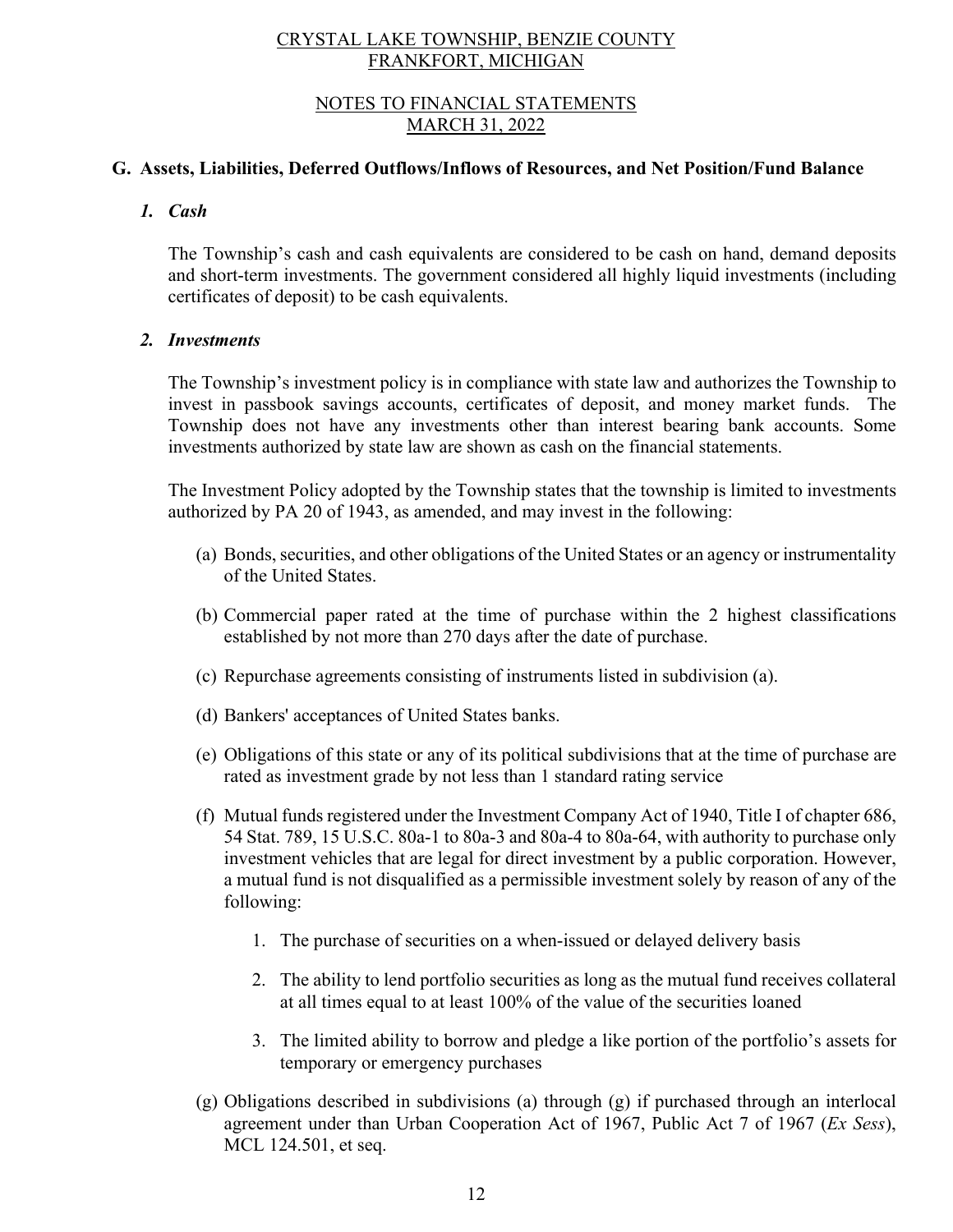CRYSTAL LAKE TOWNSHIP, BENZIE COUNTY
FRANKFORT, MICHIGAN

NOTES TO FINANCIAL STATEMENTS
MARCH 31, 2022

**G. Assets, Liabilities, Deferred Outflows/Inflows of Resources, and Net Position/Fund Balance**

***1. Cash***

The Township's cash and cash equivalents are considered to be cash on hand, demand deposits and short-term investments. The government considered all highly liquid investments (including certificates of deposit) to be cash equivalents.

***2. Investments***

The Township's investment policy is in compliance with state law and authorizes the Township to invest in passbook savings accounts, certificates of deposit, and money market funds. The Township does not have any investments other than interest bearing bank accounts. Some investments authorized by state law are shown as cash on the financial statements.

The Investment Policy adopted by the Township states that the township is limited to investments authorized by PA 20 of 1943, as amended, and may invest in the following:

(a) Bonds, securities, and other obligations of the United States or an agency or instrumentality of the United States.

(b) Commercial paper rated at the time of purchase within the 2 highest classifications established by not more than 270 days after the date of purchase.

(c) Repurchase agreements consisting of instruments listed in subdivision (a).

(d) Bankers' acceptances of United States banks.

(e) Obligations of this state or any of its political subdivisions that at the time of purchase are rated as investment grade by not less than 1 standard rating service

(f) Mutual funds registered under the Investment Company Act of 1940, Title I of chapter 686, 54 Stat. 789, 15 U.S.C. 80a-1 to 80a-3 and 80a-4 to 80a-64, with authority to purchase only investment vehicles that are legal for direct investment by a public corporation. However, a mutual fund is not disqualified as a permissible investment solely by reason of any of the following:

1. The purchase of securities on a when-issued or delayed delivery basis

2. The ability to lend portfolio securities as long as the mutual fund receives collateral at all times equal to at least 100% of the value of the securities loaned

3. The limited ability to borrow and pledge a like portion of the portfolio's assets for temporary or emergency purchases

(g) Obligations described in subdivisions (a) through (g) if purchased through an interlocal agreement under than Urban Cooperation Act of 1967, Public Act 7 of 1967 (*Ex Sess*), MCL 124.501, et seq.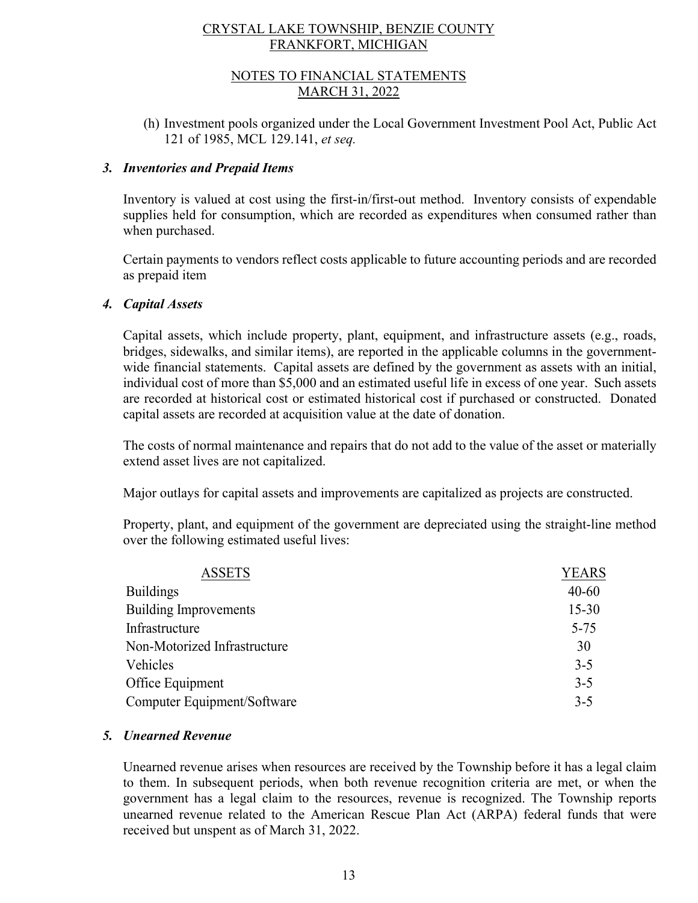(h) Investment pools organized under the Local Government Investment Pool Act, Public Act 121 of 1985, MCL 129.141, *et seq.*

### *3. Inventories and Prepaid Items*

Inventory is valued at cost using the first-in/first-out method. Inventory consists of expendable supplies held for consumption, which are recorded as expenditures when consumed rather than when purchased.

Certain payments to vendors reflect costs applicable to future accounting periods and are recorded as prepaid item

### *4. Capital Assets*

Capital assets, which include property, plant, equipment, and infrastructure assets (e.g., roads, bridges, sidewalks, and similar items), are reported in the applicable columns in the government-wide financial statements. Capital assets are defined by the government as assets with an initial, individual cost of more than $5,000 and an estimated useful life in excess of one year. Such assets are recorded at historical cost or estimated historical cost if purchased or constructed. Donated capital assets are recorded at acquisition value at the date of donation.

The costs of normal maintenance and repairs that do not add to the value of the asset or materially extend asset lives are not capitalized.

Major outlays for capital assets and improvements are capitalized as projects are constructed.

Property, plant, and equipment of the government are depreciated using the straight-line method over the following estimated useful lives:

| ASSETS | YEARS |
|---|---|
| Buildings | 40-60 |
| Building Improvements | 15-30 |
| Infrastructure | 5-75 |
| Non-Motorized Infrastructure | 30 |
| Vehicles | 3-5 |
| Office Equipment | 3-5 |
| Computer Equipment/Software | 3-5 |

### *5. Unearned Revenue*

Unearned revenue arises when resources are received by the Township before it has a legal claim to them. In subsequent periods, when both revenue recognition criteria are met, or when the government has a legal claim to the resources, revenue is recognized. The Township reports unearned revenue related to the American Rescue Plan Act (ARPA) federal funds that were received but unspent as of March 31, 2022.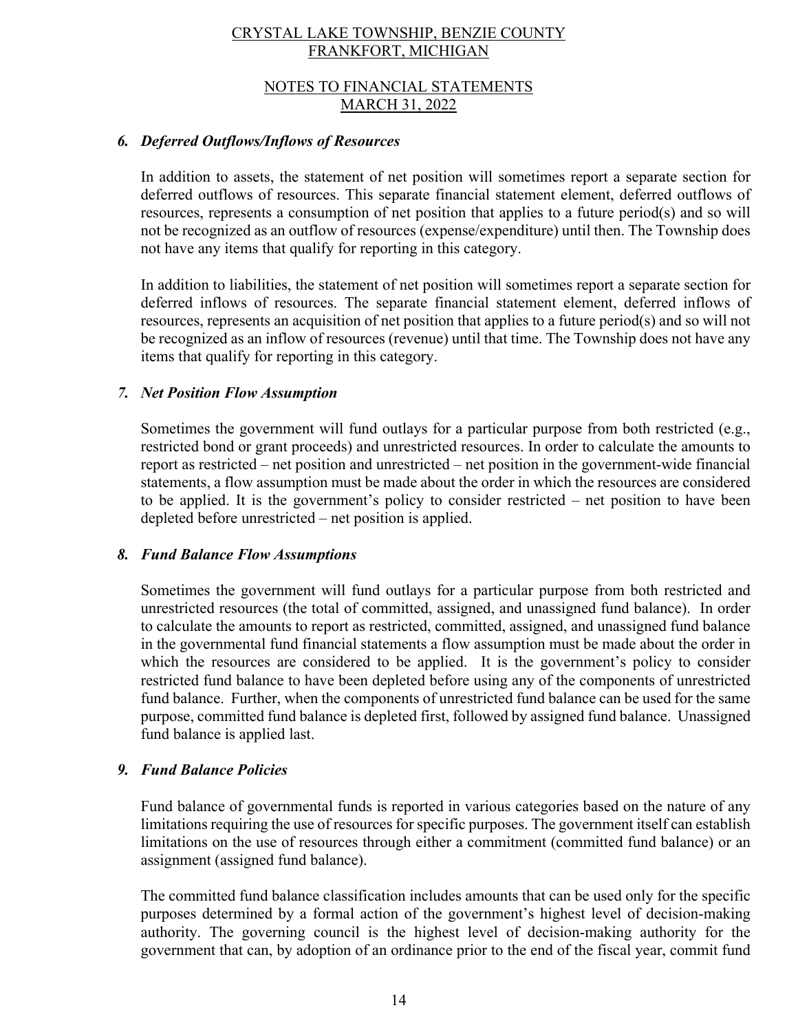CRYSTAL LAKE TOWNSHIP, BENZIE COUNTY
FRANKFORT, MICHIGAN

NOTES TO FINANCIAL STATEMENTS
MARCH 31, 2022

### *6. Deferred Outflows/Inflows of Resources*

In addition to assets, the statement of net position will sometimes report a separate section for deferred outflows of resources. This separate financial statement element, deferred outflows of resources, represents a consumption of net position that applies to a future period(s) and so will not be recognized as an outflow of resources (expense/expenditure) until then. The Township does not have any items that qualify for reporting in this category.

In addition to liabilities, the statement of net position will sometimes report a separate section for deferred inflows of resources. The separate financial statement element, deferred inflows of resources, represents an acquisition of net position that applies to a future period(s) and so will not be recognized as an inflow of resources (revenue) until that time. The Township does not have any items that qualify for reporting in this category.

### *7. Net Position Flow Assumption*

Sometimes the government will fund outlays for a particular purpose from both restricted (e.g., restricted bond or grant proceeds) and unrestricted resources. In order to calculate the amounts to report as restricted – net position and unrestricted – net position in the government-wide financial statements, a flow assumption must be made about the order in which the resources are considered to be applied. It is the government's policy to consider restricted – net position to have been depleted before unrestricted – net position is applied.

### *8. Fund Balance Flow Assumptions*

Sometimes the government will fund outlays for a particular purpose from both restricted and unrestricted resources (the total of committed, assigned, and unassigned fund balance). In order to calculate the amounts to report as restricted, committed, assigned, and unassigned fund balance in the governmental fund financial statements a flow assumption must be made about the order in which the resources are considered to be applied. It is the government's policy to consider restricted fund balance to have been depleted before using any of the components of unrestricted fund balance. Further, when the components of unrestricted fund balance can be used for the same purpose, committed fund balance is depleted first, followed by assigned fund balance. Unassigned fund balance is applied last.

### *9. Fund Balance Policies*

Fund balance of governmental funds is reported in various categories based on the nature of any limitations requiring the use of resources for specific purposes. The government itself can establish limitations on the use of resources through either a commitment (committed fund balance) or an assignment (assigned fund balance).

The committed fund balance classification includes amounts that can be used only for the specific purposes determined by a formal action of the government's highest level of decision-making authority. The governing council is the highest level of decision-making authority for the government that can, by adoption of an ordinance prior to the end of the fiscal year, commit fund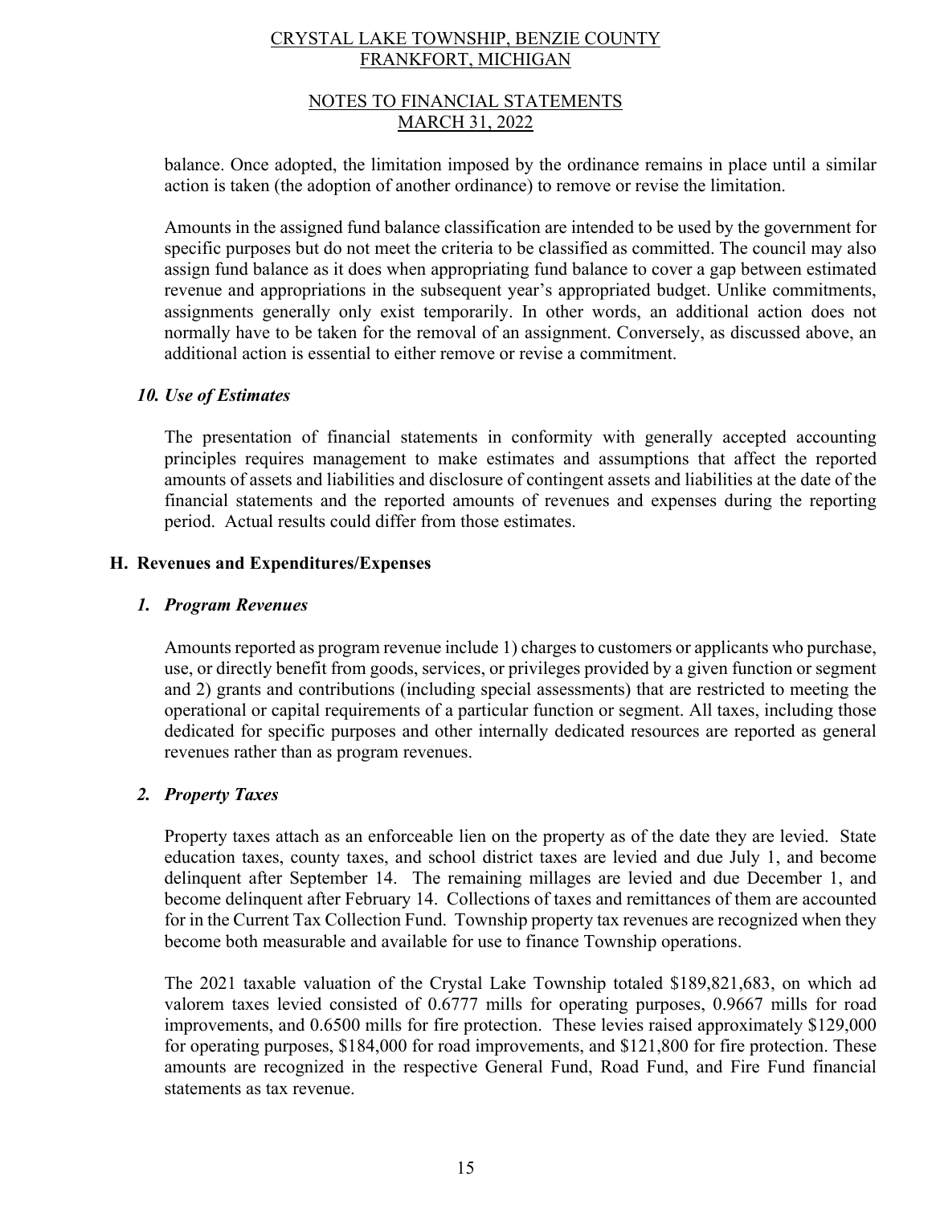balance. Once adopted, the limitation imposed by the ordinance remains in place until a similar action is taken (the adoption of another ordinance) to remove or revise the limitation.

Amounts in the assigned fund balance classification are intended to be used by the government for specific purposes but do not meet the criteria to be classified as committed. The council may also assign fund balance as it does when appropriating fund balance to cover a gap between estimated revenue and appropriations in the subsequent year's appropriated budget. Unlike commitments, assignments generally only exist temporarily. In other words, an additional action does not normally have to be taken for the removal of an assignment. Conversely, as discussed above, an additional action is essential to either remove or revise a commitment.

### *10. Use of Estimates*

The presentation of financial statements in conformity with generally accepted accounting principles requires management to make estimates and assumptions that affect the reported amounts of assets and liabilities and disclosure of contingent assets and liabilities at the date of the financial statements and the reported amounts of revenues and expenses during the reporting period. Actual results could differ from those estimates.

## H. Revenues and Expenditures/Expenses

### *1. Program Revenues*

Amounts reported as program revenue include 1) charges to customers or applicants who purchase, use, or directly benefit from goods, services, or privileges provided by a given function or segment and 2) grants and contributions (including special assessments) that are restricted to meeting the operational or capital requirements of a particular function or segment. All taxes, including those dedicated for specific purposes and other internally dedicated resources are reported as general revenues rather than as program revenues.

### *2. Property Taxes*

Property taxes attach as an enforceable lien on the property as of the date they are levied. State education taxes, county taxes, and school district taxes are levied and due July 1, and become delinquent after September 14. The remaining millages are levied and due December 1, and become delinquent after February 14. Collections of taxes and remittances of them are accounted for in the Current Tax Collection Fund. Township property tax revenues are recognized when they become both measurable and available for use to finance Township operations.

The 2021 taxable valuation of the Crystal Lake Township totaled $189,821,683, on which ad valorem taxes levied consisted of 0.6777 mills for operating purposes, 0.9667 mills for road improvements, and 0.6500 mills for fire protection. These levies raised approximately $129,000 for operating purposes, $184,000 for road improvements, and $121,800 for fire protection. These amounts are recognized in the respective General Fund, Road Fund, and Fire Fund financial statements as tax revenue.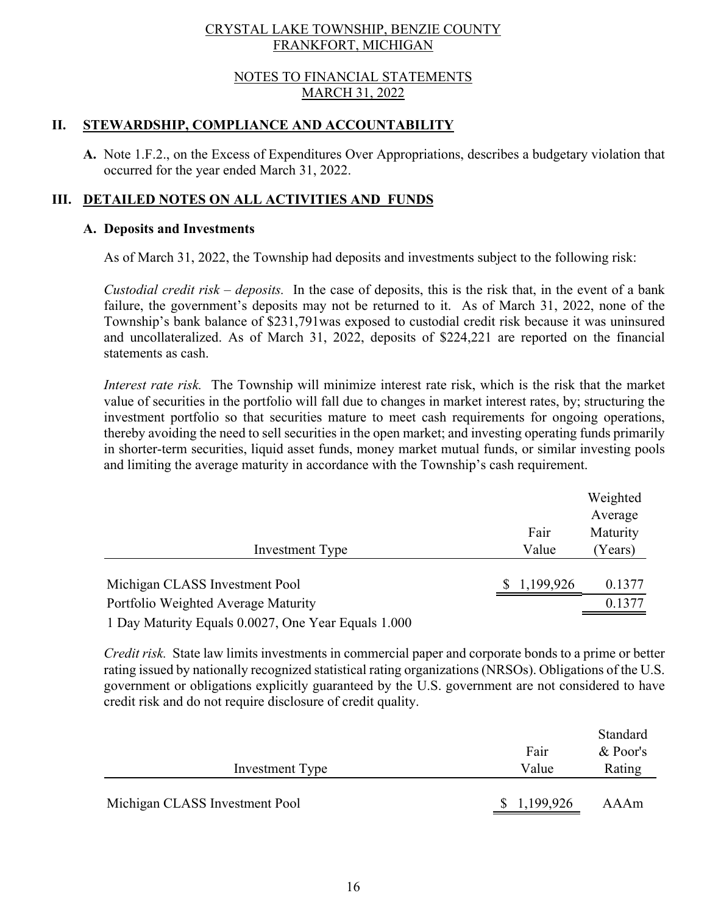CRYSTAL LAKE TOWNSHIP, BENZIE COUNTY
FRANKFORT, MICHIGAN

NOTES TO FINANCIAL STATEMENTS
MARCH 31, 2022

## II. STEWARDSHIP, COMPLIANCE AND ACCOUNTABILITY

**A.** Note 1.F.2., on the Excess of Expenditures Over Appropriations, describes a budgetary violation that occurred for the year ended March 31, 2022.

## III. DETAILED NOTES ON ALL ACTIVITIES AND FUNDS

### A. Deposits and Investments

As of March 31, 2022, the Township had deposits and investments subject to the following risk:

*Custodial credit risk – deposits.* In the case of deposits, this is the risk that, in the event of a bank failure, the government's deposits may not be returned to it. As of March 31, 2022, none of the Township's bank balance of $231,791was exposed to custodial credit risk because it was uninsured and uncollateralized. As of March 31, 2022, deposits of $224,221 are reported on the financial statements as cash.

*Interest rate risk.* The Township will minimize interest rate risk, which is the risk that the market value of securities in the portfolio will fall due to changes in market interest rates, by; structuring the investment portfolio so that securities mature to meet cash requirements for ongoing operations, thereby avoiding the need to sell securities in the open market; and investing operating funds primarily in shorter-term securities, liquid asset funds, money market mutual funds, or similar investing pools and limiting the average maturity in accordance with the Township's cash requirement.

| Investment Type | Fair Value | Weighted Average Maturity (Years) |
|---|---|---|
| Michigan CLASS Investment Pool | $ 1,199,926 | 0.1377 |
| Portfolio Weighted Average Maturity | | 0.1377 |
| 1 Day Maturity Equals 0.0027, One Year Equals 1.000 | | |

*Credit risk.* State law limits investments in commercial paper and corporate bonds to a prime or better rating issued by nationally recognized statistical rating organizations (NRSOs). Obligations of the U.S. government or obligations explicitly guaranteed by the U.S. government are not considered to have credit risk and do not require disclosure of credit quality.

| Investment Type | Fair Value | Standard & Poor's Rating |
|---|---|---|
| Michigan CLASS Investment Pool | $ 1,199,926 | AAAm |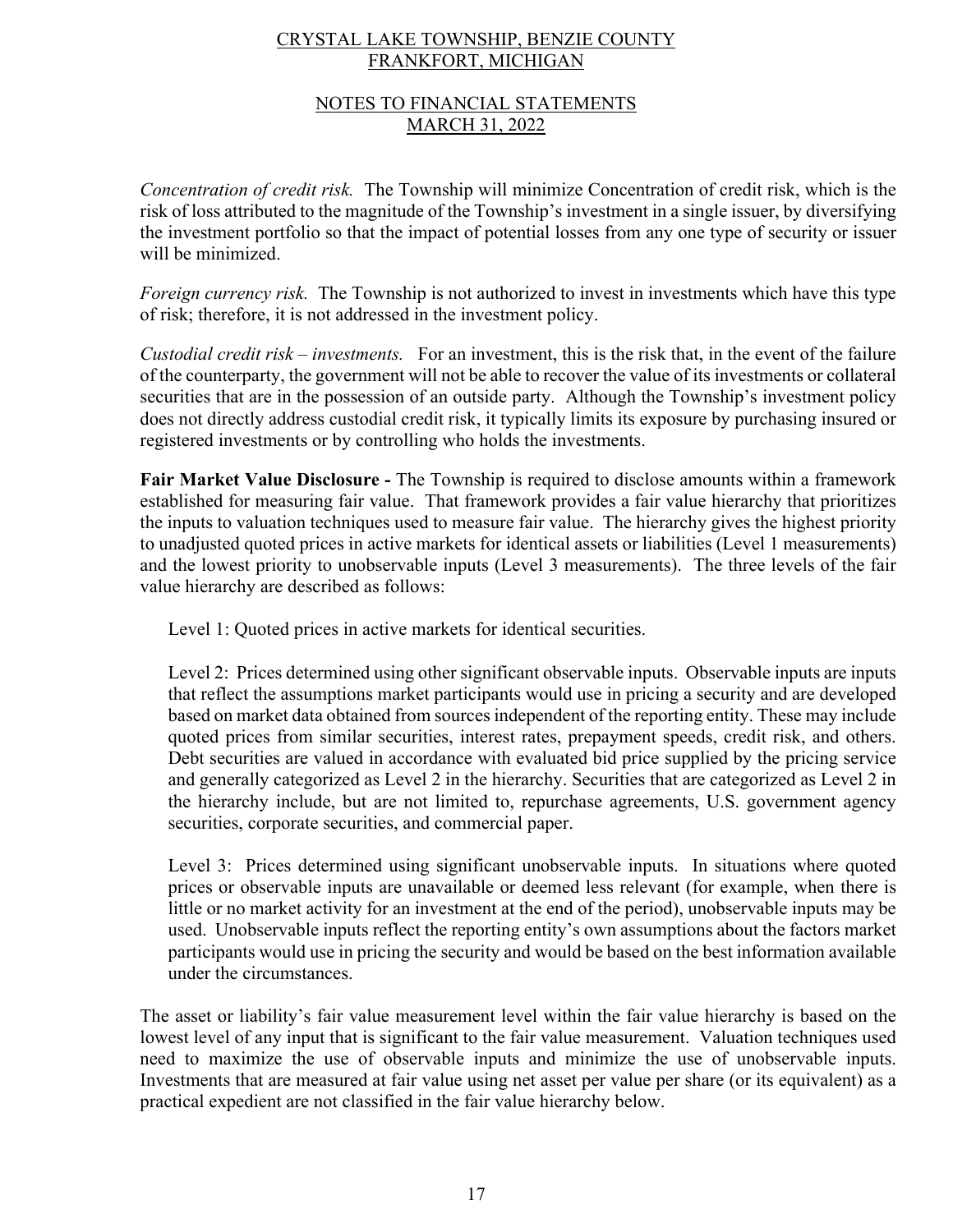*Concentration of credit risk.* The Township will minimize Concentration of credit risk, which is the risk of loss attributed to the magnitude of the Township's investment in a single issuer, by diversifying the investment portfolio so that the impact of potential losses from any one type of security or issuer will be minimized.

*Foreign currency risk.* The Township is not authorized to invest in investments which have this type of risk; therefore, it is not addressed in the investment policy.

*Custodial credit risk – investments.* For an investment, this is the risk that, in the event of the failure of the counterparty, the government will not be able to recover the value of its investments or collateral securities that are in the possession of an outside party. Although the Township's investment policy does not directly address custodial credit risk, it typically limits its exposure by purchasing insured or registered investments or by controlling who holds the investments.

**Fair Market Value Disclosure -** The Township is required to disclose amounts within a framework established for measuring fair value. That framework provides a fair value hierarchy that prioritizes the inputs to valuation techniques used to measure fair value. The hierarchy gives the highest priority to unadjusted quoted prices in active markets for identical assets or liabilities (Level 1 measurements) and the lowest priority to unobservable inputs (Level 3 measurements). The three levels of the fair value hierarchy are described as follows:

Level 1: Quoted prices in active markets for identical securities.

Level 2: Prices determined using other significant observable inputs. Observable inputs are inputs that reflect the assumptions market participants would use in pricing a security and are developed based on market data obtained from sources independent of the reporting entity. These may include quoted prices from similar securities, interest rates, prepayment speeds, credit risk, and others. Debt securities are valued in accordance with evaluated bid price supplied by the pricing service and generally categorized as Level 2 in the hierarchy. Securities that are categorized as Level 2 in the hierarchy include, but are not limited to, repurchase agreements, U.S. government agency securities, corporate securities, and commercial paper.

Level 3: Prices determined using significant unobservable inputs. In situations where quoted prices or observable inputs are unavailable or deemed less relevant (for example, when there is little or no market activity for an investment at the end of the period), unobservable inputs may be used. Unobservable inputs reflect the reporting entity's own assumptions about the factors market participants would use in pricing the security and would be based on the best information available under the circumstances.

The asset or liability's fair value measurement level within the fair value hierarchy is based on the lowest level of any input that is significant to the fair value measurement. Valuation techniques used need to maximize the use of observable inputs and minimize the use of unobservable inputs. Investments that are measured at fair value using net asset per value per share (or its equivalent) as a practical expedient are not classified in the fair value hierarchy below.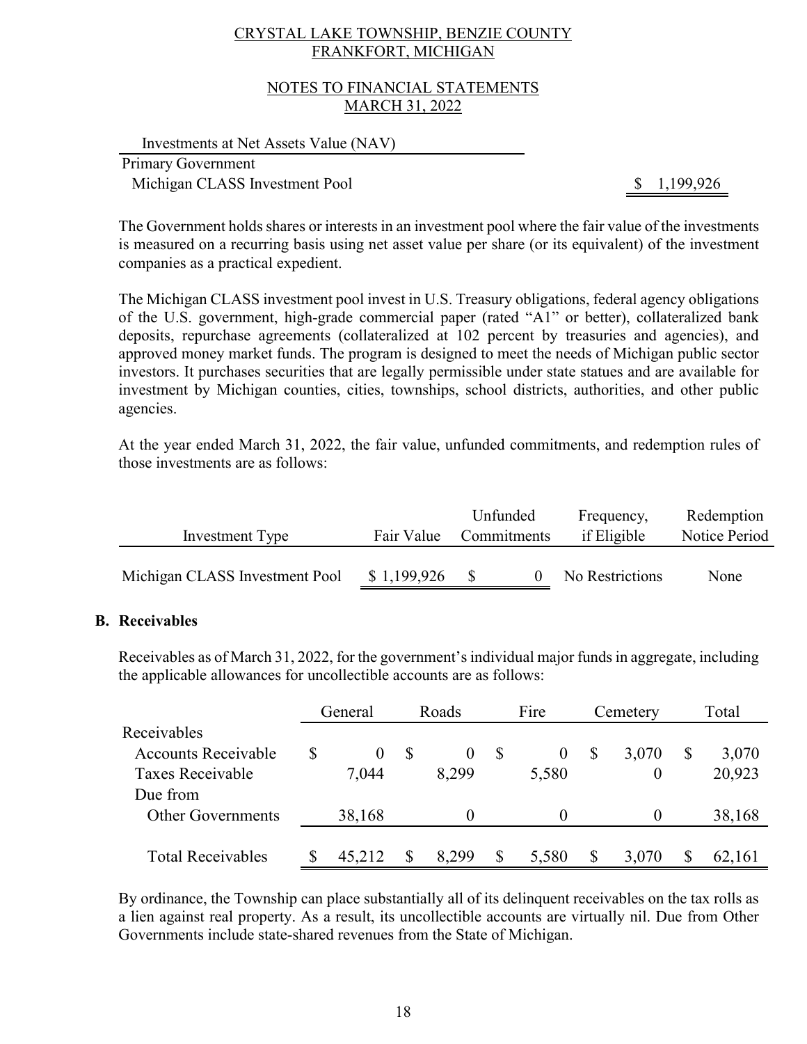CRYSTAL LAKE TOWNSHIP, BENZIE COUNTY
FRANKFORT, MICHIGAN

NOTES TO FINANCIAL STATEMENTS
MARCH 31, 2022

| Investments at Net Assets Value (NAV) | |
|---|---|
| Primary Government | |
| Michigan CLASS Investment Pool | $ 1,199,926 |

The Government holds shares or interests in an investment pool where the fair value of the investments is measured on a recurring basis using net asset value per share (or its equivalent) of the investment companies as a practical expedient.

The Michigan CLASS investment pool invest in U.S. Treasury obligations, federal agency obligations of the U.S. government, high-grade commercial paper (rated "A1" or better), collateralized bank deposits, repurchase agreements (collateralized at 102 percent by treasuries and agencies), and approved money market funds. The program is designed to meet the needs of Michigan public sector investors. It purchases securities that are legally permissible under state statues and are available for investment by Michigan counties, cities, townships, school districts, authorities, and other public agencies.

At the year ended March 31, 2022, the fair value, unfunded commitments, and redemption rules of those investments are as follows:

| Investment Type | Fair Value | Unfunded Commitments | Frequency, if Eligible | Redemption Notice Period |
|---|---|---|---|---|
| Michigan CLASS Investment Pool | $ 1,199,926 | $ 0 | No Restrictions | None |

**B. Receivables**

Receivables as of March 31, 2022, for the government's individual major funds in aggregate, including the applicable allowances for uncollectible accounts are as follows:

| | General | Roads | Fire | Cemetery | Total |
|---|---|---|---|---|---|
| Receivables | | | | | |
| Accounts Receivable | $ 0 | $ 0 | $ 0 | $ 3,070 | $ 3,070 |
| Taxes Receivable | 7,044 | 8,299 | 5,580 | 0 | 20,923 |
| Due from | | | | | |
| Other Governments | 38,168 | 0 | 0 | 0 | 38,168 |
| Total Receivables | $ 45,212 | $ 8,299 | $ 5,580 | $ 3,070 | $ 62,161 |

By ordinance, the Township can place substantially all of its delinquent receivables on the tax rolls as a lien against real property. As a result, its uncollectible accounts are virtually nil. Due from Other Governments include state-shared revenues from the State of Michigan.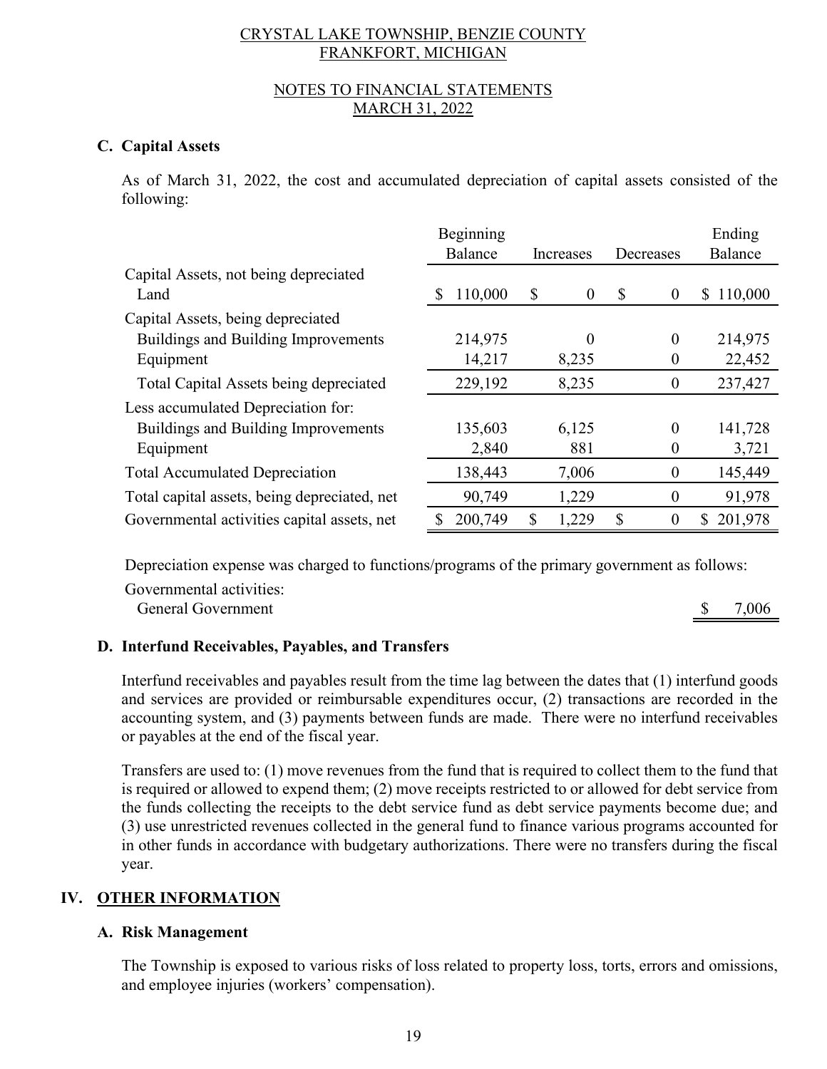CRYSTAL LAKE TOWNSHIP, BENZIE COUNTY
FRANKFORT, MICHIGAN

NOTES TO FINANCIAL STATEMENTS
MARCH 31, 2022

### C. Capital Assets

As of March 31, 2022, the cost and accumulated depreciation of capital assets consisted of the following:

| | Beginning Balance | Increases | Decreases | Ending Balance |
|---|---|---|---|---|
| Capital Assets, not being depreciated | | | | |
| Land | $ 110,000 | $ 0 | $ 0 | $ 110,000 |
| Capital Assets, being depreciated | | | | |
| Buildings and Building Improvements | 214,975 | 0 | 0 | 214,975 |
| Equipment | 14,217 | 8,235 | 0 | 22,452 |
| Total Capital Assets being depreciated | 229,192 | 8,235 | 0 | 237,427 |
| Less accumulated Depreciation for: | | | | |
| Buildings and Building Improvements | 135,603 | 6,125 | 0 | 141,728 |
| Equipment | 2,840 | 881 | 0 | 3,721 |
| Total Accumulated Depreciation | 138,443 | 7,006 | 0 | 145,449 |
| Total capital assets, being depreciated, net | 90,749 | 1,229 | 0 | 91,978 |
| Governmental activities capital assets, net | $ 200,749 | $ 1,229 | $ 0 | $ 201,978 |

Depreciation expense was charged to functions/programs of the primary government as follows:

| | |
|---|---|
| Governmental activities: | |
| General Government | $ 7,006 |

### D. Interfund Receivables, Payables, and Transfers

Interfund receivables and payables result from the time lag between the dates that (1) interfund goods and services are provided or reimbursable expenditures occur, (2) transactions are recorded in the accounting system, and (3) payments between funds are made. There were no interfund receivables or payables at the end of the fiscal year.

Transfers are used to: (1) move revenues from the fund that is required to collect them to the fund that is required or allowed to expend them; (2) move receipts restricted to or allowed for debt service from the funds collecting the receipts to the debt service fund as debt service payments become due; and (3) use unrestricted revenues collected in the general fund to finance various programs accounted for in other funds in accordance with budgetary authorizations. There were no transfers during the fiscal year.

## IV. OTHER INFORMATION

### A. Risk Management

The Township is exposed to various risks of loss related to property loss, torts, errors and omissions, and employee injuries (workers' compensation).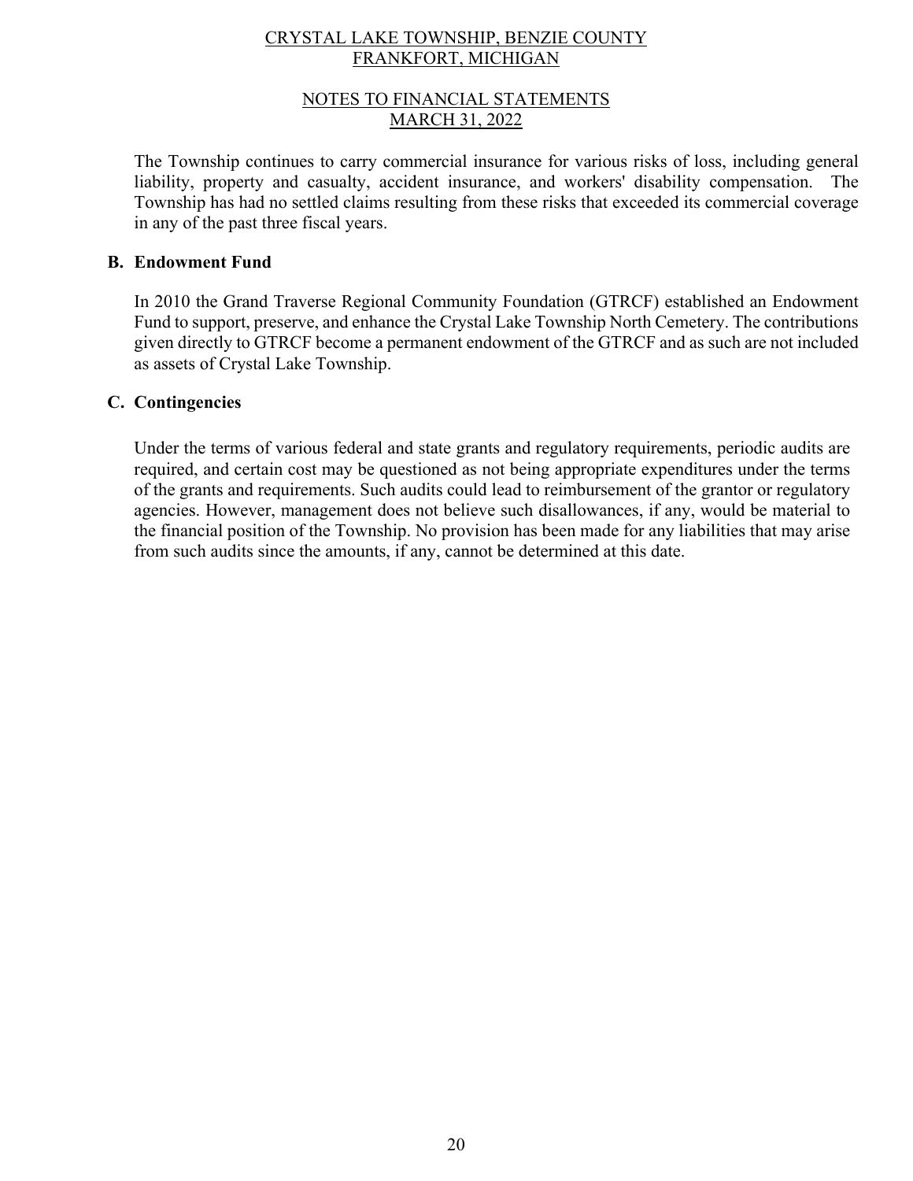The Township continues to carry commercial insurance for various risks of loss, including general liability, property and casualty, accident insurance, and workers' disability compensation. The Township has had no settled claims resulting from these risks that exceeded its commercial coverage in any of the past three fiscal years.

### B. Endowment Fund

In 2010 the Grand Traverse Regional Community Foundation (GTRCF) established an Endowment Fund to support, preserve, and enhance the Crystal Lake Township North Cemetery. The contributions given directly to GTRCF become a permanent endowment of the GTRCF and as such are not included as assets of Crystal Lake Township.

### C. Contingencies

Under the terms of various federal and state grants and regulatory requirements, periodic audits are required, and certain cost may be questioned as not being appropriate expenditures under the terms of the grants and requirements. Such audits could lead to reimbursement of the grantor or regulatory agencies. However, management does not believe such disallowances, if any, would be material to the financial position of the Township. No provision has been made for any liabilities that may arise from such audits since the amounts, if any, cannot be determined at this date.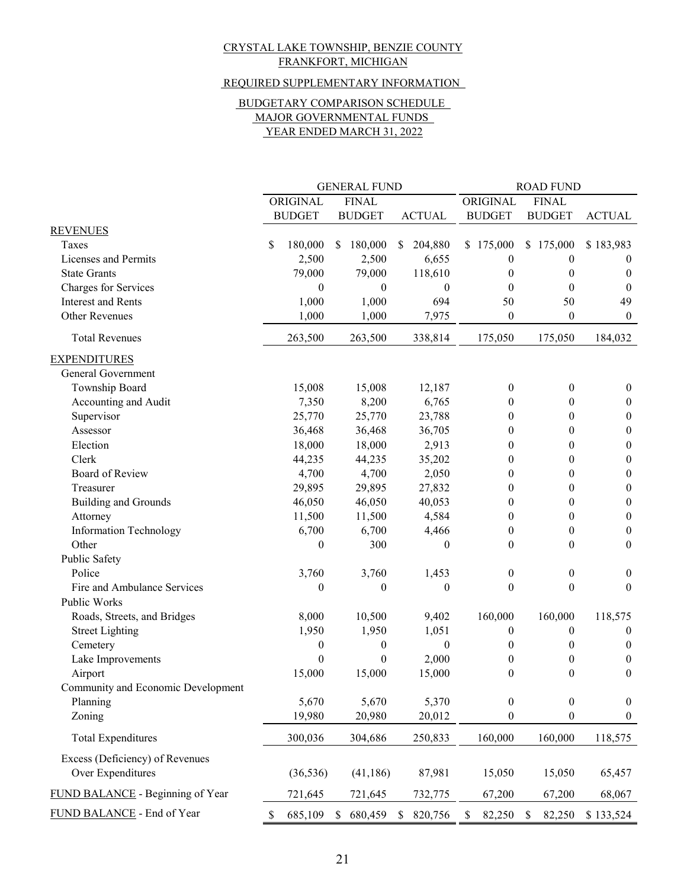CRYSTAL LAKE TOWNSHIP, BENZIE COUNTY
FRANKFORT, MICHIGAN

REQUIRED SUPPLEMENTARY INFORMATION

BUDGETARY COMPARISON SCHEDULE
MAJOR GOVERNMENTAL FUNDS
YEAR ENDED MARCH 31, 2022

| | GENERAL FUND | | | ROAD FUND | | |
|---|---|---|---|---|---|---|
| | ORIGINAL BUDGET | FINAL BUDGET | ACTUAL | ORIGINAL BUDGET | FINAL BUDGET | ACTUAL |
| **REVENUES** | | | | | | |
| Taxes | $ 180,000 | $ 180,000 | $ 204,880 | $ 175,000 | $ 175,000 | $ 183,983 |
| Licenses and Permits | 2,500 | 2,500 | 6,655 | 0 | 0 | 0 |
| State Grants | 79,000 | 79,000 | 118,610 | 0 | 0 | 0 |
| Charges for Services | 0 | 0 | 0 | 0 | 0 | 0 |
| Interest and Rents | 1,000 | 1,000 | 694 | 50 | 50 | 49 |
| Other Revenues | 1,000 | 1,000 | 7,975 | 0 | 0 | 0 |
| Total Revenues | 263,500 | 263,500 | 338,814 | 175,050 | 175,050 | 184,032 |
| **EXPENDITURES** | | | | | | |
| General Government | | | | | | |
| Township Board | 15,008 | 15,008 | 12,187 | 0 | 0 | 0 |
| Accounting and Audit | 7,350 | 8,200 | 6,765 | 0 | 0 | 0 |
| Supervisor | 25,770 | 25,770 | 23,788 | 0 | 0 | 0 |
| Assessor | 36,468 | 36,468 | 36,705 | 0 | 0 | 0 |
| Election | 18,000 | 18,000 | 2,913 | 0 | 0 | 0 |
| Clerk | 44,235 | 44,235 | 35,202 | 0 | 0 | 0 |
| Board of Review | 4,700 | 4,700 | 2,050 | 0 | 0 | 0 |
| Treasurer | 29,895 | 29,895 | 27,832 | 0 | 0 | 0 |
| Building and Grounds | 46,050 | 46,050 | 40,053 | 0 | 0 | 0 |
| Attorney | 11,500 | 11,500 | 4,584 | 0 | 0 | 0 |
| Information Technology | 6,700 | 6,700 | 4,466 | 0 | 0 | 0 |
| Other | 0 | 300 | 0 | 0 | 0 | 0 |
| Public Safety | | | | | | |
| Police | 3,760 | 3,760 | 1,453 | 0 | 0 | 0 |
| Fire and Ambulance Services | 0 | 0 | 0 | 0 | 0 | 0 |
| Public Works | | | | | | |
| Roads, Streets, and Bridges | 8,000 | 10,500 | 9,402 | 160,000 | 160,000 | 118,575 |
| Street Lighting | 1,950 | 1,950 | 1,051 | 0 | 0 | 0 |
| Cemetery | 0 | 0 | 0 | 0 | 0 | 0 |
| Lake Improvements | 0 | 0 | 2,000 | 0 | 0 | 0 |
| Airport | 15,000 | 15,000 | 15,000 | 0 | 0 | 0 |
| Community and Economic Development | | | | | | |
| Planning | 5,670 | 5,670 | 5,370 | 0 | 0 | 0 |
| Zoning | 19,980 | 20,980 | 20,012 | 0 | 0 | 0 |
| Total Expenditures | 300,036 | 304,686 | 250,833 | 160,000 | 160,000 | 118,575 |
| Excess (Deficiency) of Revenues Over Expenditures | (36,536) | (41,186) | 87,981 | 15,050 | 15,050 | 65,457 |
| FUND BALANCE - Beginning of Year | 721,645 | 721,645 | 732,775 | 67,200 | 67,200 | 68,067 |
| FUND BALANCE - End of Year | $ 685,109 | $ 680,459 | $ 820,756 | $ 82,250 | $ 82,250 | $ 133,524 |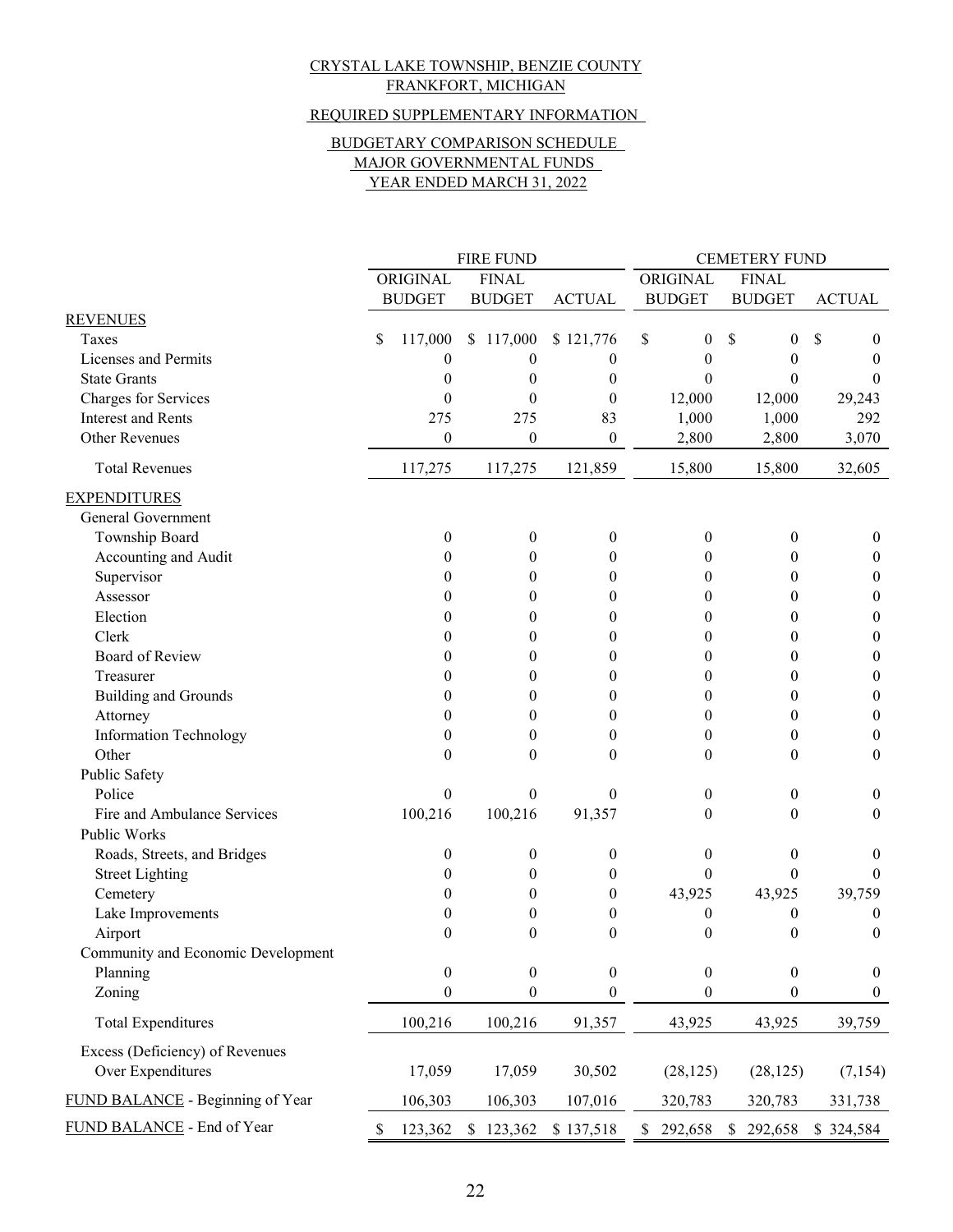CRYSTAL LAKE TOWNSHIP, BENZIE COUNTY
FRANKFORT, MICHIGAN

REQUIRED SUPPLEMENTARY INFORMATION

BUDGETARY COMPARISON SCHEDULE
MAJOR GOVERNMENTAL FUNDS
YEAR ENDED MARCH 31, 2022

| | FIRE FUND | | | CEMETERY FUND | | |
|---|---|---|---|---|---|---|
| | ORIGINAL BUDGET | FINAL BUDGET | ACTUAL | ORIGINAL BUDGET | FINAL BUDGET | ACTUAL |
| REVENUES | | | | | | |
| Taxes | $ 117,000 | $ 117,000 | $ 121,776 | $ 0 | $ 0 | $ 0 |
| Licenses and Permits | 0 | 0 | 0 | 0 | 0 | 0 |
| State Grants | 0 | 0 | 0 | 0 | 0 | 0 |
| Charges for Services | 0 | 0 | 0 | 12,000 | 12,000 | 29,243 |
| Interest and Rents | 275 | 275 | 83 | 1,000 | 1,000 | 292 |
| Other Revenues | 0 | 0 | 0 | 2,800 | 2,800 | 3,070 |
| Total Revenues | 117,275 | 117,275 | 121,859 | 15,800 | 15,800 | 32,605 |
| EXPENDITURES | | | | | | |
| General Government | | | | | | |
| Township Board | 0 | 0 | 0 | 0 | 0 | 0 |
| Accounting and Audit | 0 | 0 | 0 | 0 | 0 | 0 |
| Supervisor | 0 | 0 | 0 | 0 | 0 | 0 |
| Assessor | 0 | 0 | 0 | 0 | 0 | 0 |
| Election | 0 | 0 | 0 | 0 | 0 | 0 |
| Clerk | 0 | 0 | 0 | 0 | 0 | 0 |
| Board of Review | 0 | 0 | 0 | 0 | 0 | 0 |
| Treasurer | 0 | 0 | 0 | 0 | 0 | 0 |
| Building and Grounds | 0 | 0 | 0 | 0 | 0 | 0 |
| Attorney | 0 | 0 | 0 | 0 | 0 | 0 |
| Information Technology | 0 | 0 | 0 | 0 | 0 | 0 |
| Other | 0 | 0 | 0 | 0 | 0 | 0 |
| Public Safety | | | | | | |
| Police | 0 | 0 | 0 | 0 | 0 | 0 |
| Fire and Ambulance Services | 100,216 | 100,216 | 91,357 | 0 | 0 | 0 |
| Public Works | | | | | | |
| Roads, Streets, and Bridges | 0 | 0 | 0 | 0 | 0 | 0 |
| Street Lighting | 0 | 0 | 0 | 0 | 0 | 0 |
| Cemetery | 0 | 0 | 0 | 43,925 | 43,925 | 39,759 |
| Lake Improvements | 0 | 0 | 0 | 0 | 0 | 0 |
| Airport | 0 | 0 | 0 | 0 | 0 | 0 |
| Community and Economic Development | | | | | | |
| Planning | 0 | 0 | 0 | 0 | 0 | 0 |
| Zoning | 0 | 0 | 0 | 0 | 0 | 0 |
| Total Expenditures | 100,216 | 100,216 | 91,357 | 43,925 | 43,925 | 39,759 |
| Excess (Deficiency) of Revenues Over Expenditures | 17,059 | 17,059 | 30,502 | (28,125) | (28,125) | (7,154) |
| FUND BALANCE - Beginning of Year | 106,303 | 106,303 | 107,016 | 320,783 | 320,783 | 331,738 |
| FUND BALANCE - End of Year | $ 123,362 | $ 123,362 | $ 137,518 | $ 292,658 | $ 292,658 | $ 324,584 |